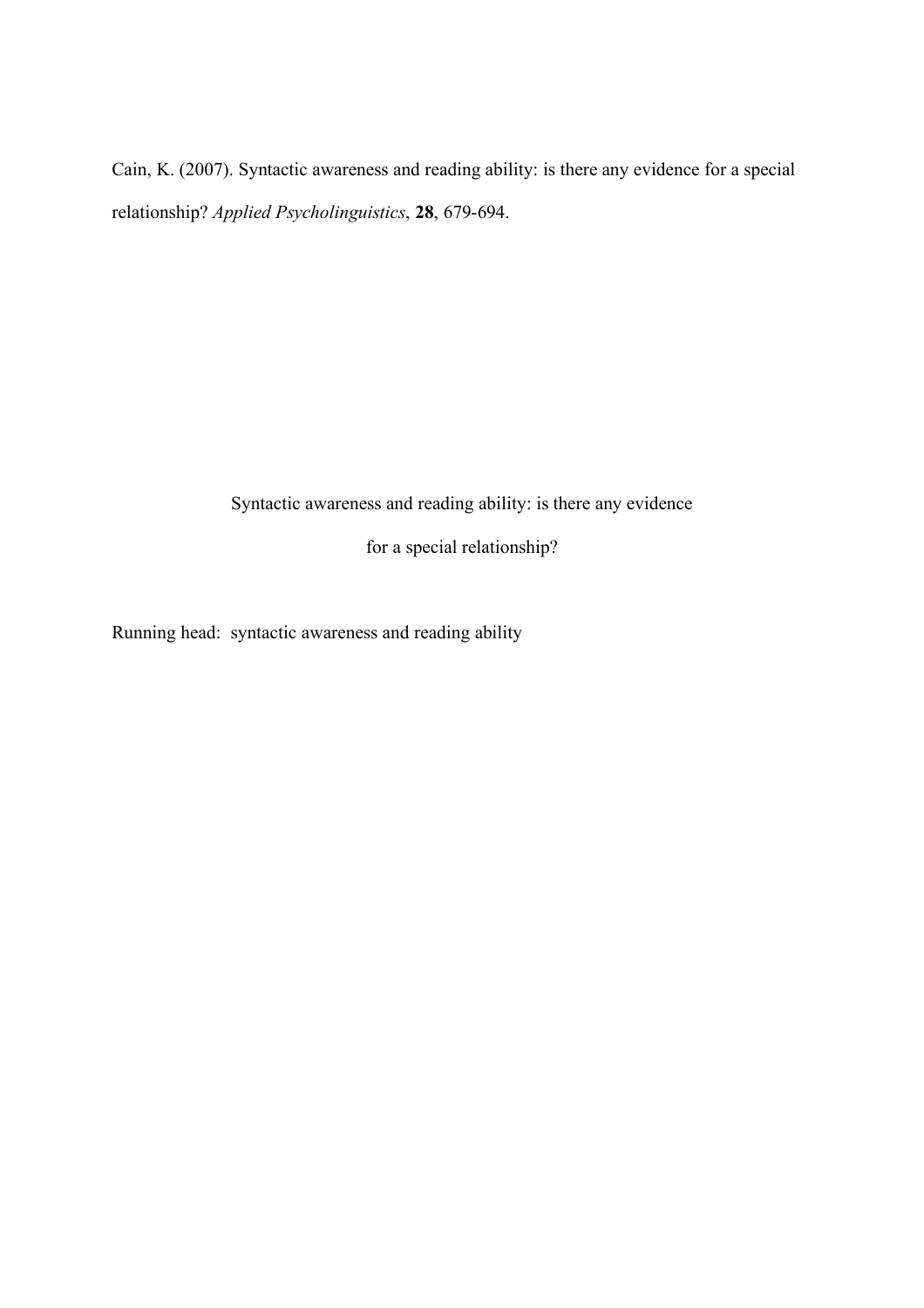Cain, K. (2007). Syntactic awareness and reading ability: is there any evidence for a special relationship? *Applied Psycholinguistics*, **28**, 679-694.

# Syntactic awareness and reading ability: is there any evidence for a special relationship?

Running head: syntactic awareness and reading ability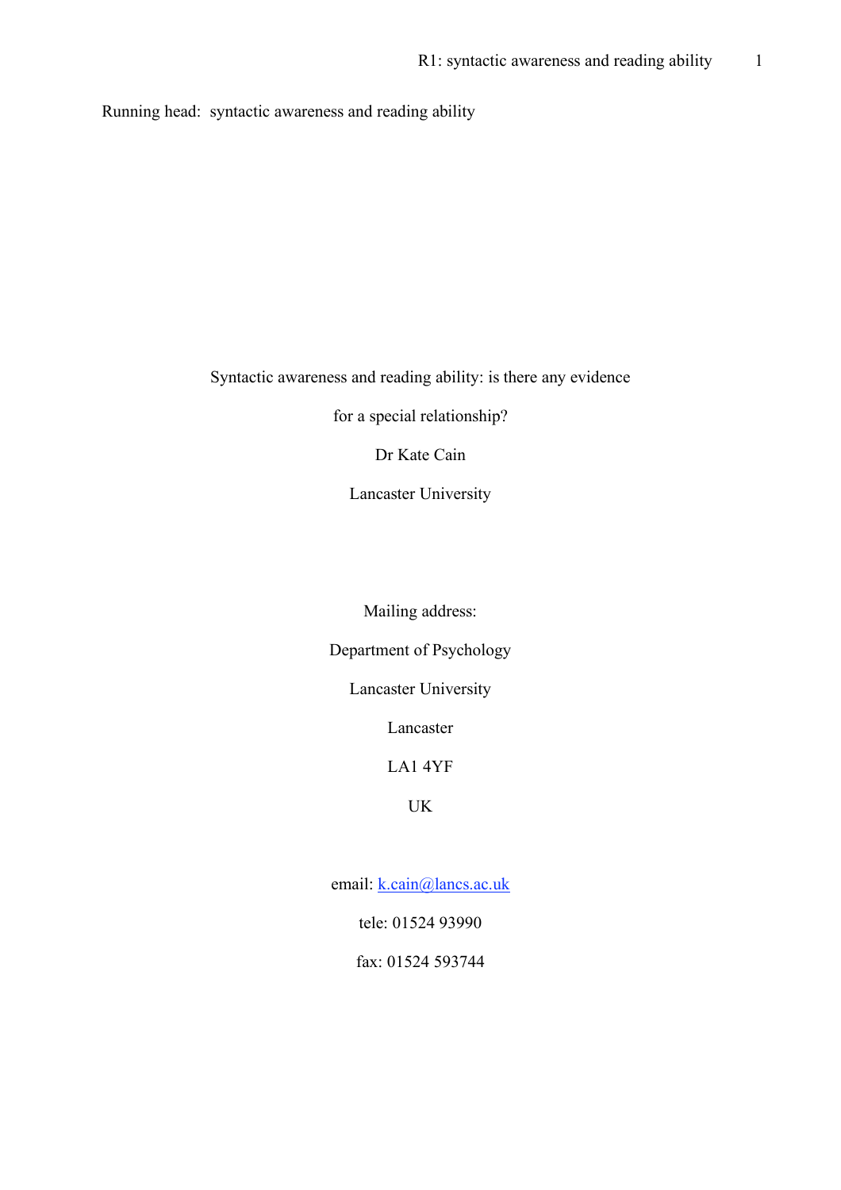Running head: syntactic awareness and reading ability

# Syntactic awareness and reading ability: is there any evidence for a special relationship?

Dr Kate Cain

Lancaster University

Mailing address:

Department of Psychology

Lancaster University

Lancaster

LA1 4YF

UK

email: k.cain@lancs.ac.uk

tele: 01524 93990

fax: 01524 593744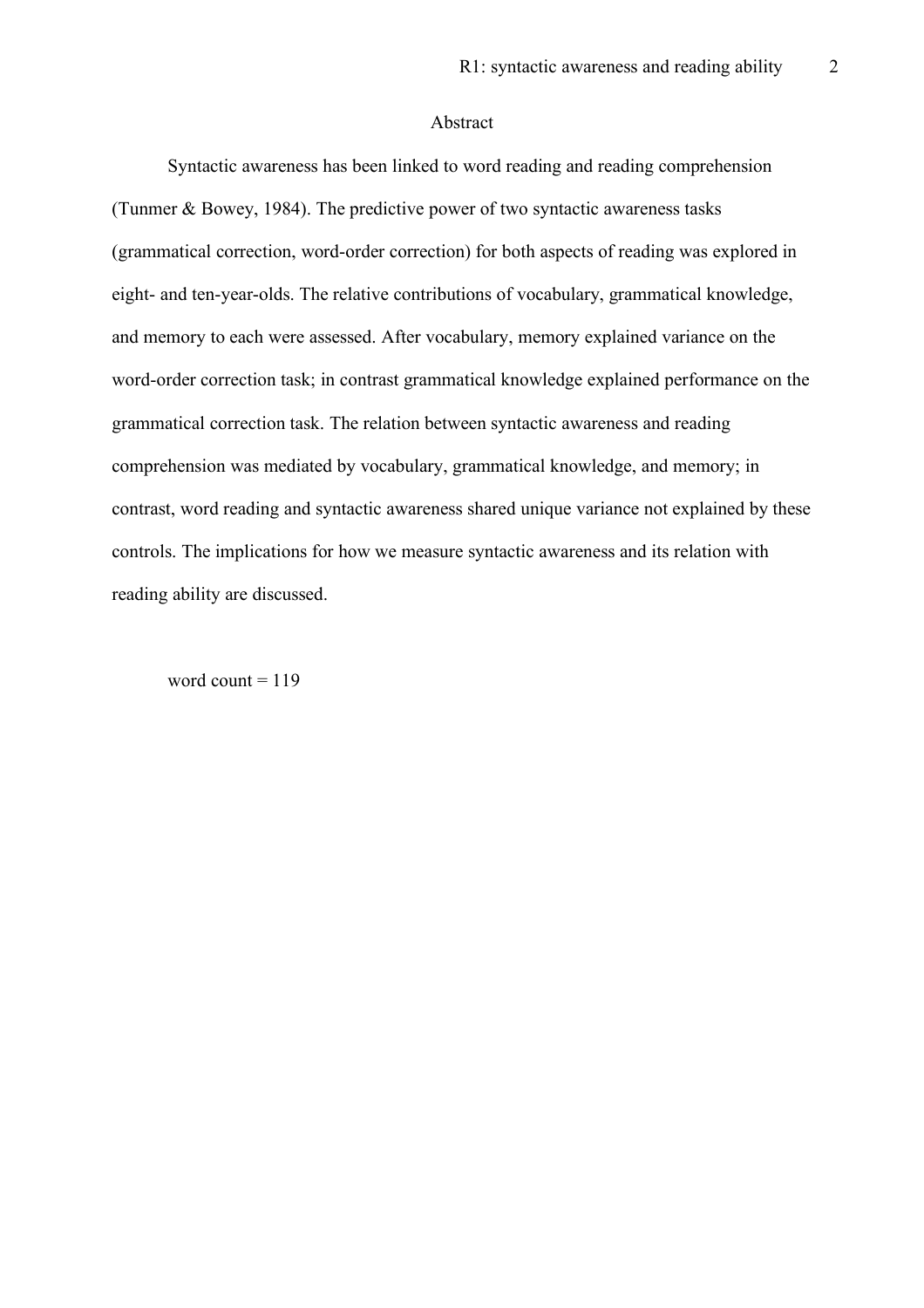## Abstract

Syntactic awareness has been linked to word reading and reading comprehension (Tunmer & Bowey, 1984). The predictive power of two syntactic awareness tasks (grammatical correction, word-order correction) for both aspects of reading was explored in eight- and ten-year-olds. The relative contributions of vocabulary, grammatical knowledge, and memory to each were assessed. After vocabulary, memory explained variance on the word-order correction task; in contrast grammatical knowledge explained performance on the grammatical correction task. The relation between syntactic awareness and reading comprehension was mediated by vocabulary, grammatical knowledge, and memory; in contrast, word reading and syntactic awareness shared unique variance not explained by these controls. The implications for how we measure syntactic awareness and its relation with reading ability are discussed.

word count = 119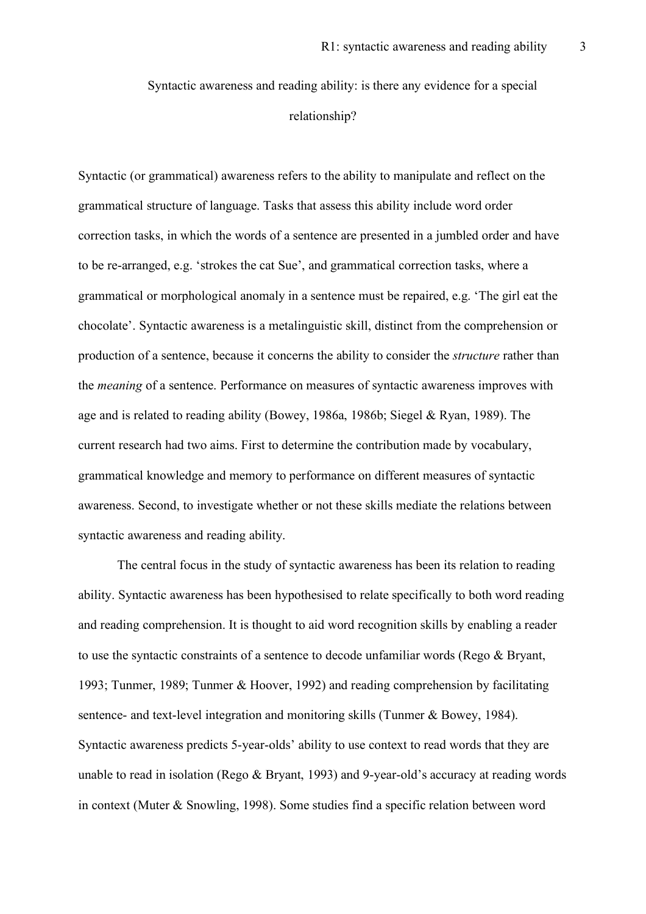# Syntactic awareness and reading ability: is there any evidence for a special relationship?

Syntactic (or grammatical) awareness refers to the ability to manipulate and reflect on the grammatical structure of language. Tasks that assess this ability include word order correction tasks, in which the words of a sentence are presented in a jumbled order and have to be re-arranged, e.g. 'strokes the cat Sue', and grammatical correction tasks, where a grammatical or morphological anomaly in a sentence must be repaired, e.g. 'The girl eat the chocolate'. Syntactic awareness is a metalinguistic skill, distinct from the comprehension or production of a sentence, because it concerns the ability to consider the *structure* rather than the *meaning* of a sentence. Performance on measures of syntactic awareness improves with age and is related to reading ability (Bowey, 1986a, 1986b; Siegel & Ryan, 1989). The current research had two aims. First to determine the contribution made by vocabulary, grammatical knowledge and memory to performance on different measures of syntactic awareness. Second, to investigate whether or not these skills mediate the relations between syntactic awareness and reading ability.

The central focus in the study of syntactic awareness has been its relation to reading ability. Syntactic awareness has been hypothesised to relate specifically to both word reading and reading comprehension. It is thought to aid word recognition skills by enabling a reader to use the syntactic constraints of a sentence to decode unfamiliar words (Rego & Bryant, 1993; Tunmer, 1989; Tunmer & Hoover, 1992) and reading comprehension by facilitating sentence- and text-level integration and monitoring skills (Tunmer & Bowey, 1984). Syntactic awareness predicts 5-year-olds' ability to use context to read words that they are unable to read in isolation (Rego & Bryant, 1993) and 9-year-old's accuracy at reading words in context (Muter & Snowling, 1998). Some studies find a specific relation between word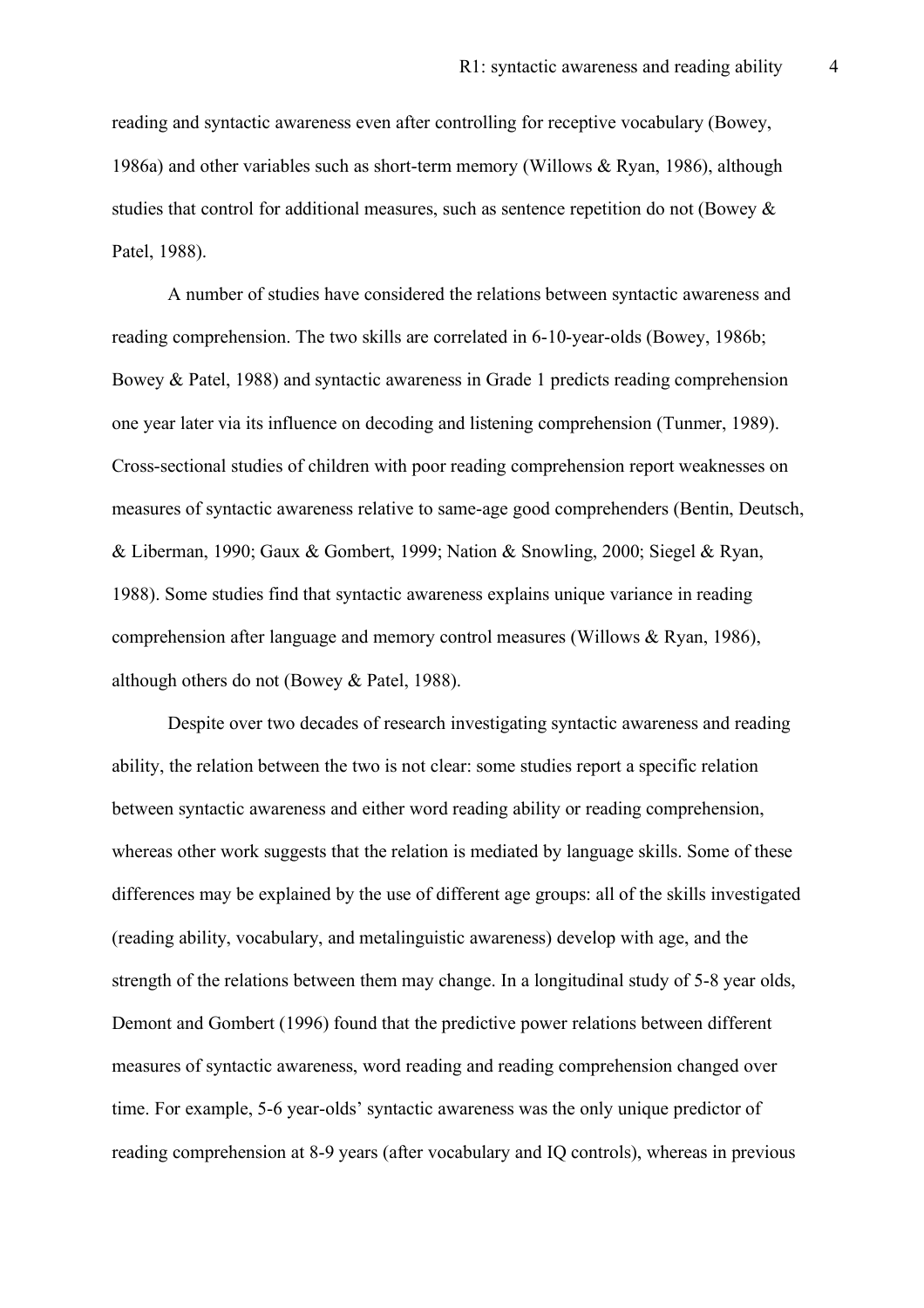reading and syntactic awareness even after controlling for receptive vocabulary (Bowey, 1986a) and other variables such as short-term memory (Willows & Ryan, 1986), although studies that control for additional measures, such as sentence repetition do not (Bowey & Patel, 1988).

A number of studies have considered the relations between syntactic awareness and reading comprehension. The two skills are correlated in 6-10-year-olds (Bowey, 1986b; Bowey & Patel, 1988) and syntactic awareness in Grade 1 predicts reading comprehension one year later via its influence on decoding and listening comprehension (Tunmer, 1989). Cross-sectional studies of children with poor reading comprehension report weaknesses on measures of syntactic awareness relative to same-age good comprehenders (Bentin, Deutsch, & Liberman, 1990; Gaux & Gombert, 1999; Nation & Snowling, 2000; Siegel & Ryan, 1988). Some studies find that syntactic awareness explains unique variance in reading comprehension after language and memory control measures (Willows & Ryan, 1986), although others do not (Bowey & Patel, 1988).

Despite over two decades of research investigating syntactic awareness and reading ability, the relation between the two is not clear: some studies report a specific relation between syntactic awareness and either word reading ability or reading comprehension, whereas other work suggests that the relation is mediated by language skills. Some of these differences may be explained by the use of different age groups: all of the skills investigated (reading ability, vocabulary, and metalinguistic awareness) develop with age, and the strength of the relations between them may change. In a longitudinal study of 5-8 year olds, Demont and Gombert (1996) found that the predictive power relations between different measures of syntactic awareness, word reading and reading comprehension changed over time. For example, 5-6 year-olds' syntactic awareness was the only unique predictor of reading comprehension at 8-9 years (after vocabulary and IQ controls), whereas in previous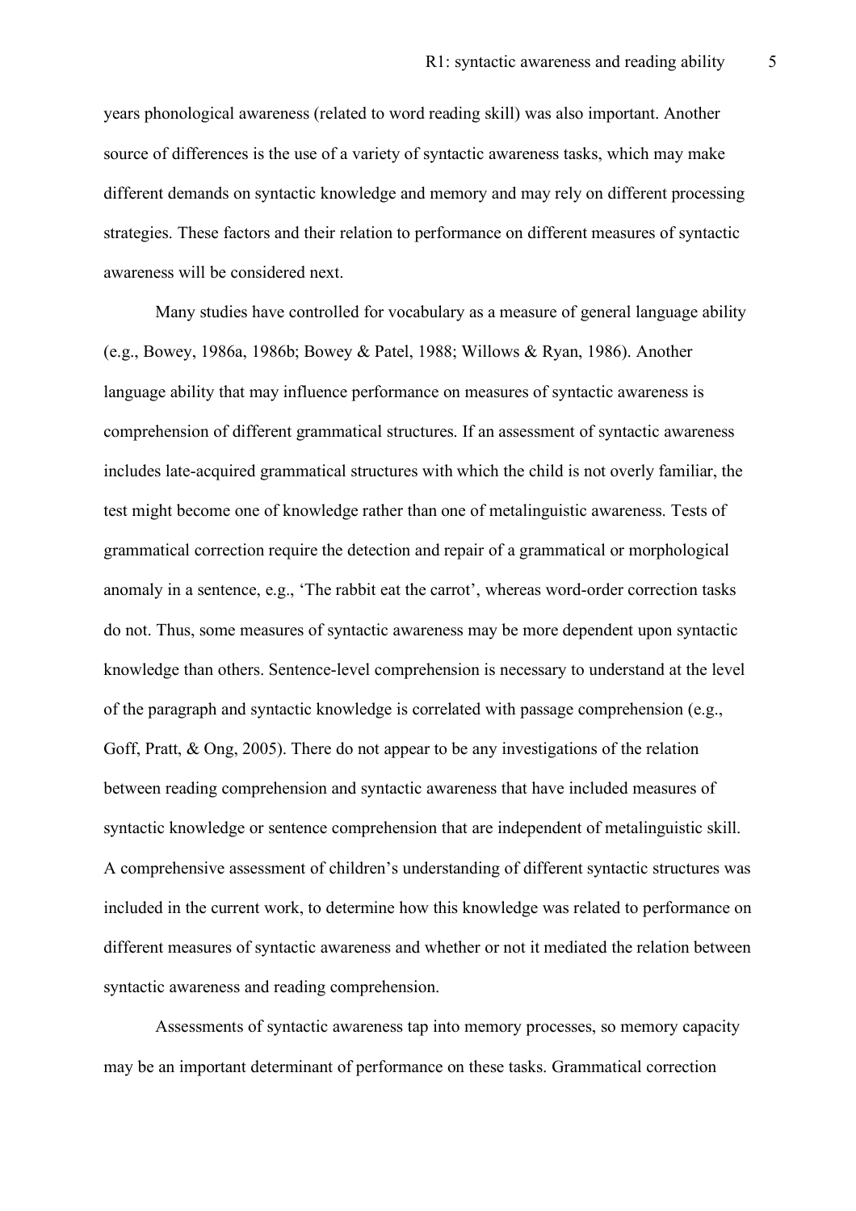years phonological awareness (related to word reading skill) was also important. Another source of differences is the use of a variety of syntactic awareness tasks, which may make different demands on syntactic knowledge and memory and may rely on different processing strategies. These factors and their relation to performance on different measures of syntactic awareness will be considered next.

Many studies have controlled for vocabulary as a measure of general language ability (e.g., Bowey, 1986a, 1986b; Bowey & Patel, 1988; Willows & Ryan, 1986). Another language ability that may influence performance on measures of syntactic awareness is comprehension of different grammatical structures. If an assessment of syntactic awareness includes late-acquired grammatical structures with which the child is not overly familiar, the test might become one of knowledge rather than one of metalinguistic awareness. Tests of grammatical correction require the detection and repair of a grammatical or morphological anomaly in a sentence, e.g., 'The rabbit eat the carrot', whereas word-order correction tasks do not. Thus, some measures of syntactic awareness may be more dependent upon syntactic knowledge than others. Sentence-level comprehension is necessary to understand at the level of the paragraph and syntactic knowledge is correlated with passage comprehension (e.g., Goff, Pratt, & Ong, 2005). There do not appear to be any investigations of the relation between reading comprehension and syntactic awareness that have included measures of syntactic knowledge or sentence comprehension that are independent of metalinguistic skill. A comprehensive assessment of children's understanding of different syntactic structures was included in the current work, to determine how this knowledge was related to performance on different measures of syntactic awareness and whether or not it mediated the relation between syntactic awareness and reading comprehension.

Assessments of syntactic awareness tap into memory processes, so memory capacity may be an important determinant of performance on these tasks. Grammatical correction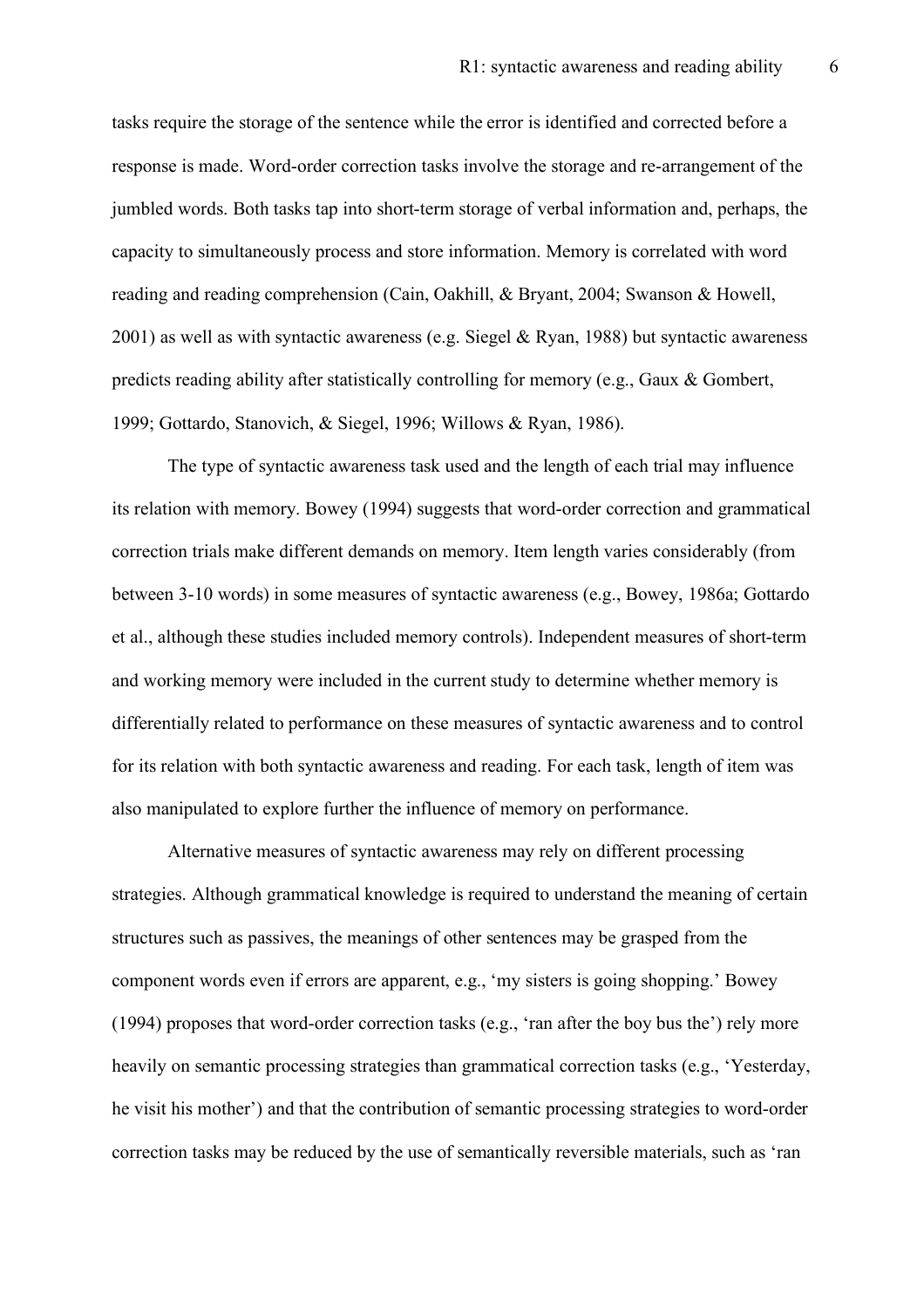tasks require the storage of the sentence while the error is identified and corrected before a response is made. Word-order correction tasks involve the storage and re-arrangement of the jumbled words. Both tasks tap into short-term storage of verbal information and, perhaps, the capacity to simultaneously process and store information. Memory is correlated with word reading and reading comprehension (Cain, Oakhill, & Bryant, 2004; Swanson & Howell, 2001) as well as with syntactic awareness (e.g. Siegel & Ryan, 1988) but syntactic awareness predicts reading ability after statistically controlling for memory (e.g., Gaux & Gombert, 1999; Gottardo, Stanovich, & Siegel, 1996; Willows & Ryan, 1986).

The type of syntactic awareness task used and the length of each trial may influence its relation with memory. Bowey (1994) suggests that word-order correction and grammatical correction trials make different demands on memory. Item length varies considerably (from between 3-10 words) in some measures of syntactic awareness (e.g., Bowey, 1986a; Gottardo et al., although these studies included memory controls). Independent measures of short-term and working memory were included in the current study to determine whether memory is differentially related to performance on these measures of syntactic awareness and to control for its relation with both syntactic awareness and reading. For each task, length of item was also manipulated to explore further the influence of memory on performance.

Alternative measures of syntactic awareness may rely on different processing strategies. Although grammatical knowledge is required to understand the meaning of certain structures such as passives, the meanings of other sentences may be grasped from the component words even if errors are apparent, e.g., 'my sisters is going shopping.' Bowey (1994) proposes that word-order correction tasks (e.g., 'ran after the boy bus the') rely more heavily on semantic processing strategies than grammatical correction tasks (e.g., 'Yesterday, he visit his mother') and that the contribution of semantic processing strategies to word-order correction tasks may be reduced by the use of semantically reversible materials, such as 'ran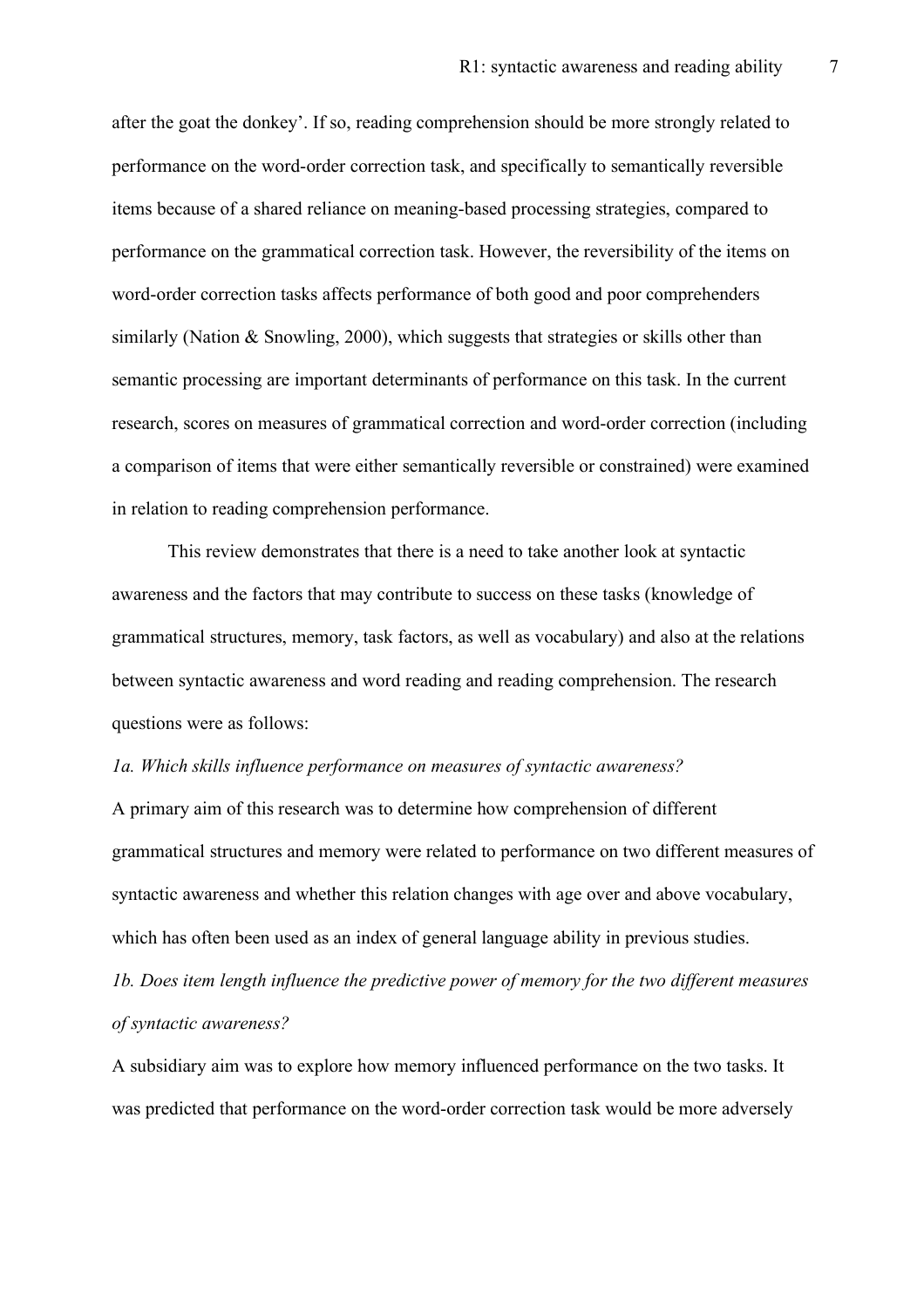after the goat the donkey'. If so, reading comprehension should be more strongly related to performance on the word-order correction task, and specifically to semantically reversible items because of a shared reliance on meaning-based processing strategies, compared to performance on the grammatical correction task. However, the reversibility of the items on word-order correction tasks affects performance of both good and poor comprehenders similarly (Nation & Snowling, 2000), which suggests that strategies or skills other than semantic processing are important determinants of performance on this task. In the current research, scores on measures of grammatical correction and word-order correction (including a comparison of items that were either semantically reversible or constrained) were examined in relation to reading comprehension performance.

This review demonstrates that there is a need to take another look at syntactic awareness and the factors that may contribute to success on these tasks (knowledge of grammatical structures, memory, task factors, as well as vocabulary) and also at the relations between syntactic awareness and word reading and reading comprehension. The research questions were as follows:

*1a. Which skills influence performance on measures of syntactic awareness?*

A primary aim of this research was to determine how comprehension of different grammatical structures and memory were related to performance on two different measures of syntactic awareness and whether this relation changes with age over and above vocabulary, which has often been used as an index of general language ability in previous studies.

*1b. Does item length influence the predictive power of memory for the two different measures of syntactic awareness?*

A subsidiary aim was to explore how memory influenced performance on the two tasks. It was predicted that performance on the word-order correction task would be more adversely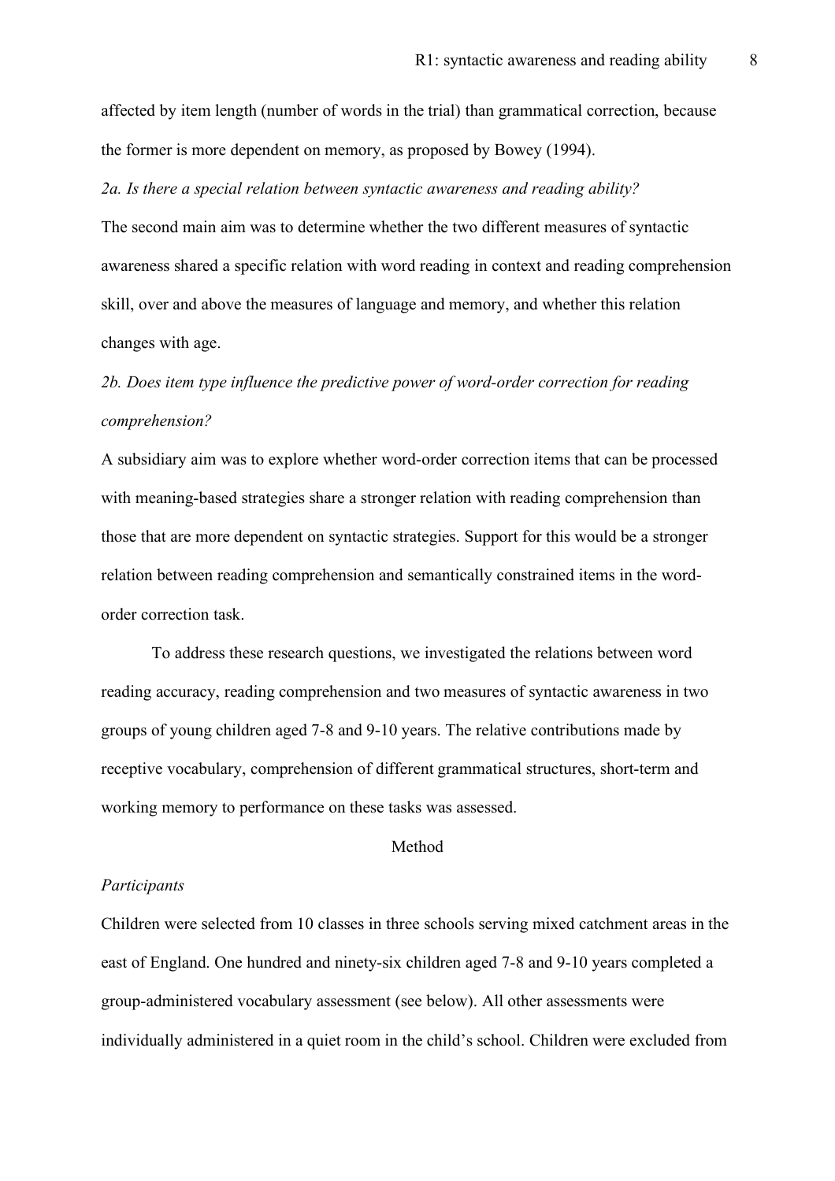affected by item length (number of words in the trial) than grammatical correction, because the former is more dependent on memory, as proposed by Bowey (1994).

*2a. Is there a special relation between syntactic awareness and reading ability?*

The second main aim was to determine whether the two different measures of syntactic awareness shared a specific relation with word reading in context and reading comprehension skill, over and above the measures of language and memory, and whether this relation changes with age.

*2b. Does item type influence the predictive power of word-order correction for reading comprehension?*

A subsidiary aim was to explore whether word-order correction items that can be processed with meaning-based strategies share a stronger relation with reading comprehension than those that are more dependent on syntactic strategies. Support for this would be a stronger relation between reading comprehension and semantically constrained items in the word-order correction task.

To address these research questions, we investigated the relations between word reading accuracy, reading comprehension and two measures of syntactic awareness in two groups of young children aged 7-8 and 9-10 years. The relative contributions made by receptive vocabulary, comprehension of different grammatical structures, short-term and working memory to performance on these tasks was assessed.

## Method

### *Participants*

Children were selected from 10 classes in three schools serving mixed catchment areas in the east of England. One hundred and ninety-six children aged 7-8 and 9-10 years completed a group-administered vocabulary assessment (see below). All other assessments were individually administered in a quiet room in the child's school. Children were excluded from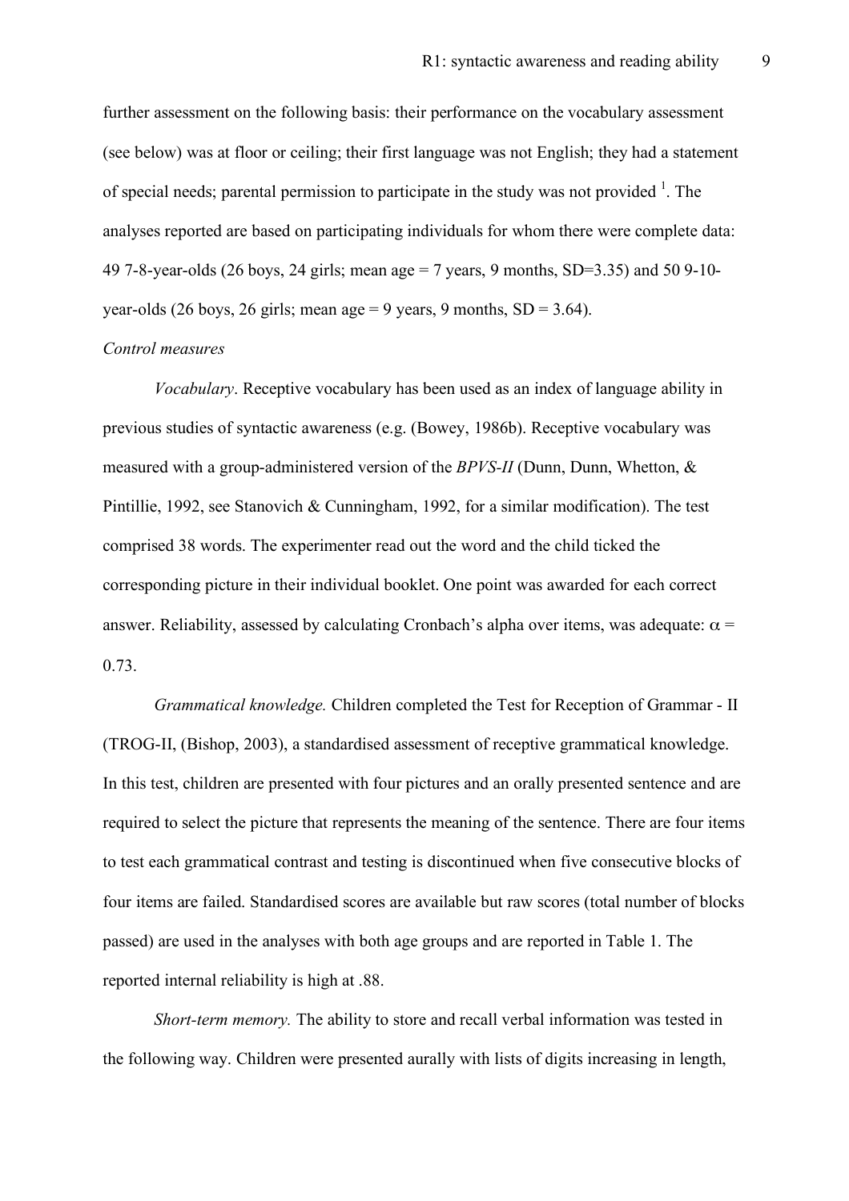further assessment on the following basis: their performance on the vocabulary assessment (see below) was at floor or ceiling; their first language was not English; they had a statement of special needs; parental permission to participate in the study was not provided [1]. The analyses reported are based on participating individuals for whom there were complete data: 49 7-8-year-olds (26 boys, 24 girls; mean age = 7 years, 9 months, SD=3.35) and 50 9-10-year-olds (26 boys, 26 girls; mean age = 9 years, 9 months, SD = 3.64).

*Control measures*

*Vocabulary*. Receptive vocabulary has been used as an index of language ability in previous studies of syntactic awareness (e.g. (Bowey, 1986b). Receptive vocabulary was measured with a group-administered version of the *BPVS-II* (Dunn, Dunn, Whetton, & Pintillie, 1992, see Stanovich & Cunningham, 1992, for a similar modification). The test comprised 38 words. The experimenter read out the word and the child ticked the corresponding picture in their individual booklet. One point was awarded for each correct answer. Reliability, assessed by calculating Cronbach's alpha over items, was adequate: $\alpha$ = 0.73.

*Grammatical knowledge.* Children completed the Test for Reception of Grammar - II (TROG-II, (Bishop, 2003), a standardised assessment of receptive grammatical knowledge. In this test, children are presented with four pictures and an orally presented sentence and are required to select the picture that represents the meaning of the sentence. There are four items to test each grammatical contrast and testing is discontinued when five consecutive blocks of four items are failed. Standardised scores are available but raw scores (total number of blocks passed) are used in the analyses with both age groups and are reported in Table 1. The reported internal reliability is high at .88.

*Short-term memory.* The ability to store and recall verbal information was tested in the following way. Children were presented aurally with lists of digits increasing in length,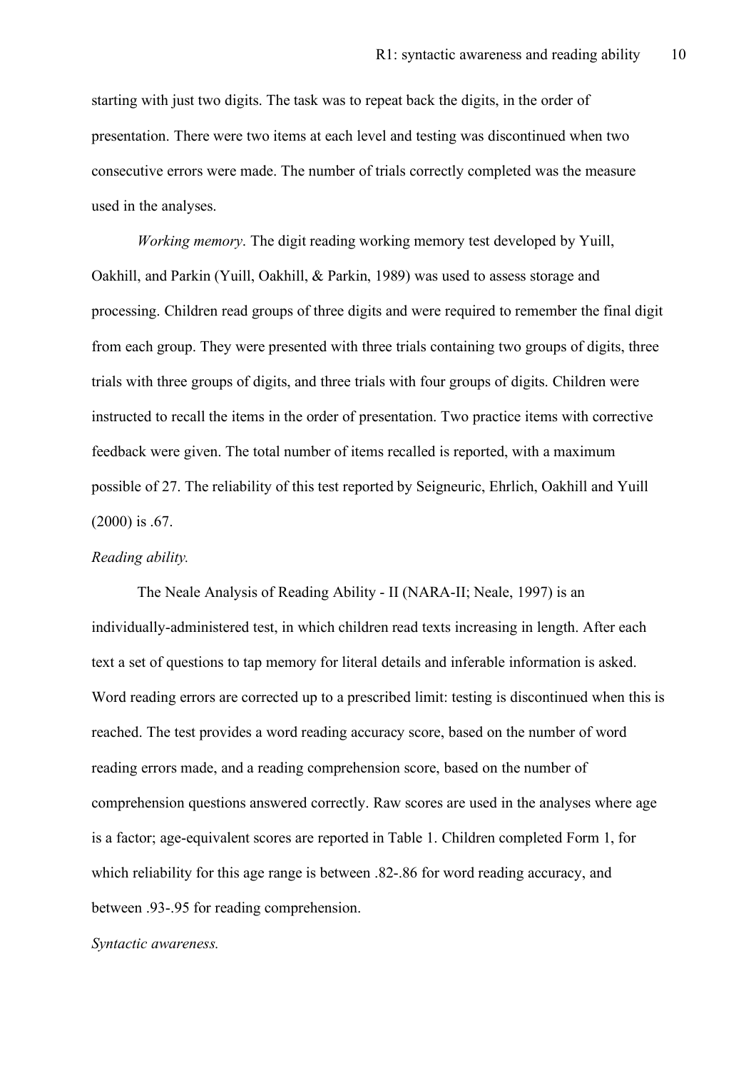starting with just two digits. The task was to repeat back the digits, in the order of presentation. There were two items at each level and testing was discontinued when two consecutive errors were made. The number of trials correctly completed was the measure used in the analyses.

*Working memory*. The digit reading working memory test developed by Yuill, Oakhill, and Parkin (Yuill, Oakhill, & Parkin, 1989) was used to assess storage and processing. Children read groups of three digits and were required to remember the final digit from each group. They were presented with three trials containing two groups of digits, three trials with three groups of digits, and three trials with four groups of digits. Children were instructed to recall the items in the order of presentation. Two practice items with corrective feedback were given. The total number of items recalled is reported, with a maximum possible of 27. The reliability of this test reported by Seigneuric, Ehrlich, Oakhill and Yuill (2000) is .67.

*Reading ability.*

The Neale Analysis of Reading Ability - II (NARA-II; Neale, 1997) is an individually-administered test, in which children read texts increasing in length. After each text a set of questions to tap memory for literal details and inferable information is asked. Word reading errors are corrected up to a prescribed limit: testing is discontinued when this is reached. The test provides a word reading accuracy score, based on the number of word reading errors made, and a reading comprehension score, based on the number of comprehension questions answered correctly. Raw scores are used in the analyses where age is a factor; age-equivalent scores are reported in Table 1. Children completed Form 1, for which reliability for this age range is between .82-.86 for word reading accuracy, and between .93-.95 for reading comprehension.

*Syntactic awareness.*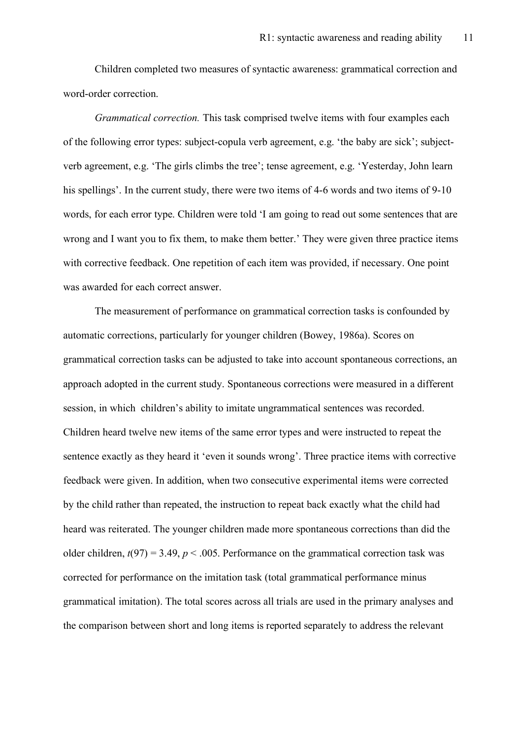Children completed two measures of syntactic awareness: grammatical correction and word-order correction.

*Grammatical correction.* This task comprised twelve items with four examples each of the following error types: subject-copula verb agreement, e.g. 'the baby are sick'; subject-verb agreement, e.g. 'The girls climbs the tree'; tense agreement, e.g. 'Yesterday, John learn his spellings'. In the current study, there were two items of 4-6 words and two items of 9-10 words, for each error type. Children were told 'I am going to read out some sentences that are wrong and I want you to fix them, to make them better.' They were given three practice items with corrective feedback. One repetition of each item was provided, if necessary. One point was awarded for each correct answer.

The measurement of performance on grammatical correction tasks is confounded by automatic corrections, particularly for younger children (Bowey, 1986a). Scores on grammatical correction tasks can be adjusted to take into account spontaneous corrections, an approach adopted in the current study. Spontaneous corrections were measured in a different session, in which children's ability to imitate ungrammatical sentences was recorded. Children heard twelve new items of the same error types and were instructed to repeat the sentence exactly as they heard it 'even it sounds wrong'. Three practice items with corrective feedback were given. In addition, when two consecutive experimental items were corrected by the child rather than repeated, the instruction to repeat back exactly what the child had heard was reiterated. The younger children made more spontaneous corrections than did the older children, $t(97) = 3.49$, $p < .005$. Performance on the grammatical correction task was corrected for performance on the imitation task (total grammatical performance minus grammatical imitation). The total scores across all trials are used in the primary analyses and the comparison between short and long items is reported separately to address the relevant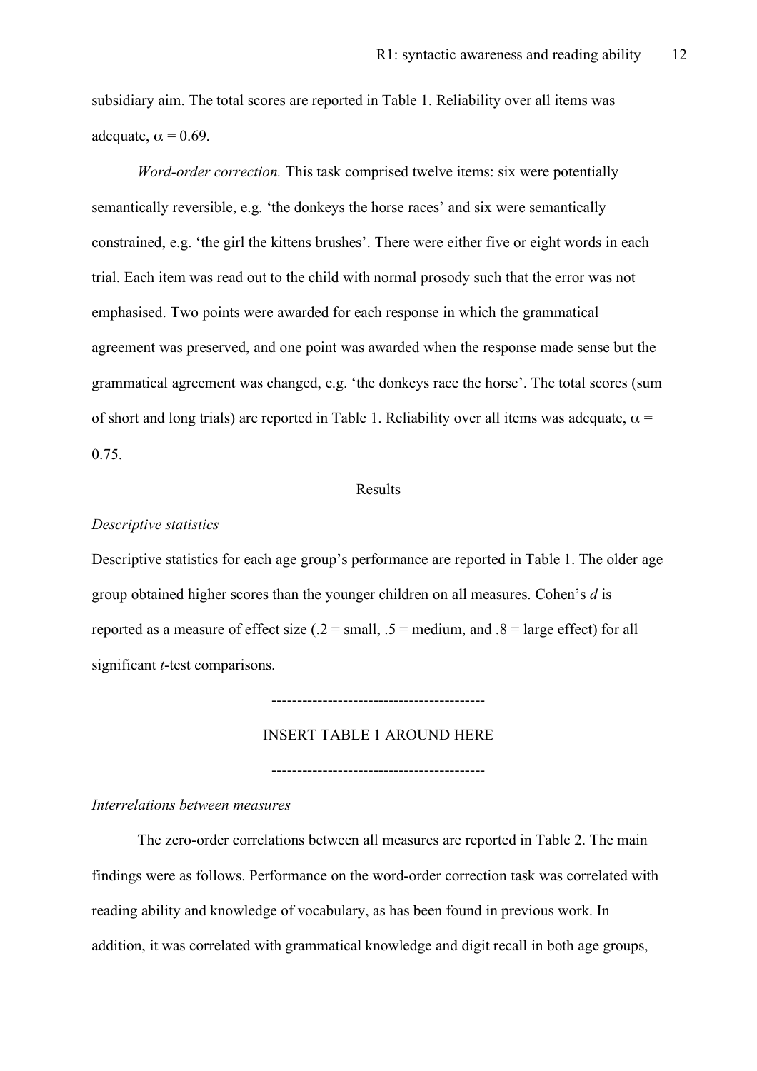subsidiary aim. The total scores are reported in Table 1. Reliability over all items was adequate, $\alpha = 0.69$.

*Word-order correction.* This task comprised twelve items: six were potentially semantically reversible, e.g. 'the donkeys the horse races' and six were semantically constrained, e.g. 'the girl the kittens brushes'. There were either five or eight words in each trial. Each item was read out to the child with normal prosody such that the error was not emphasised. Two points were awarded for each response in which the grammatical agreement was preserved, and one point was awarded when the response made sense but the grammatical agreement was changed, e.g. 'the donkeys race the horse'. The total scores (sum of short and long trials) are reported in Table 1. Reliability over all items was adequate, $\alpha = 0.75$.

## Results

### *Descriptive statistics*

Descriptive statistics for each age group's performance are reported in Table 1. The older age group obtained higher scores than the younger children on all measures. Cohen's *d* is reported as a measure of effect size (.2 = small, .5 = medium, and .8 = large effect) for all significant *t*-test comparisons.

-----------------------------------------

INSERT TABLE 1 AROUND HERE

-----------------------------------------

### *Interrelations between measures*

The zero-order correlations between all measures are reported in Table 2. The main findings were as follows. Performance on the word-order correction task was correlated with reading ability and knowledge of vocabulary, as has been found in previous work. In addition, it was correlated with grammatical knowledge and digit recall in both age groups,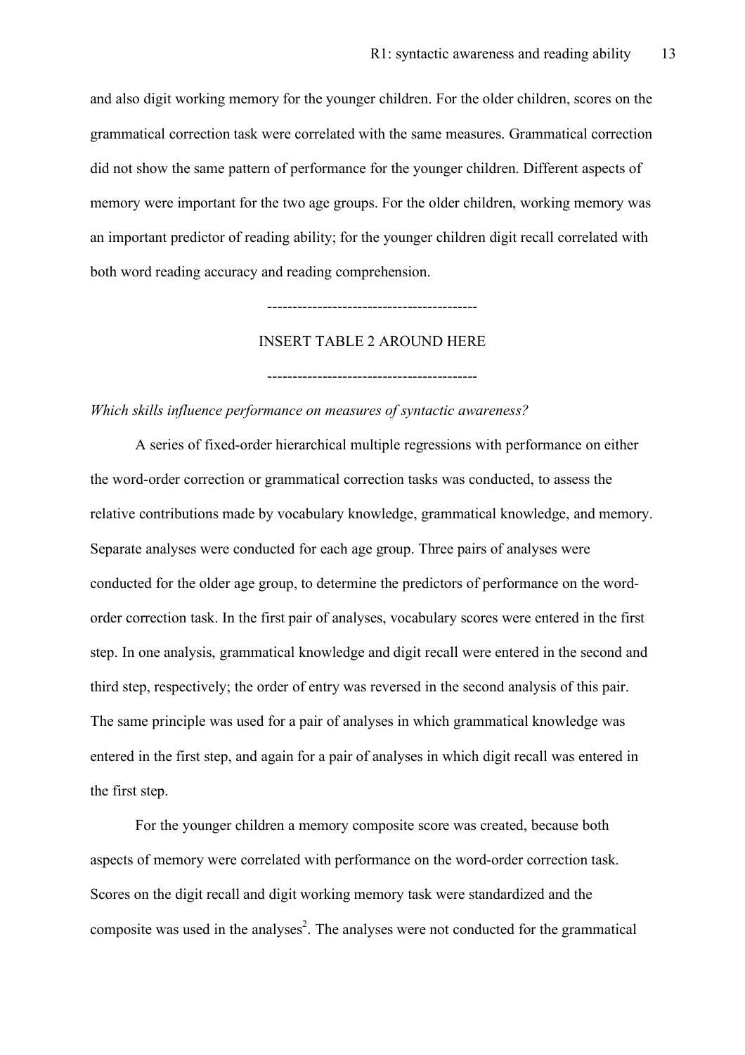and also digit working memory for the younger children. For the older children, scores on the grammatical correction task were correlated with the same measures. Grammatical correction did not show the same pattern of performance for the younger children. Different aspects of memory were important for the two age groups. For the older children, working memory was an important predictor of reading ability; for the younger children digit recall correlated with both word reading accuracy and reading comprehension.

------------------------------------------

INSERT TABLE 2 AROUND HERE

------------------------------------------

*Which skills influence performance on measures of syntactic awareness?*

A series of fixed-order hierarchical multiple regressions with performance on either the word-order correction or grammatical correction tasks was conducted, to assess the relative contributions made by vocabulary knowledge, grammatical knowledge, and memory. Separate analyses were conducted for each age group. Three pairs of analyses were conducted for the older age group, to determine the predictors of performance on the word-order correction task. In the first pair of analyses, vocabulary scores were entered in the first step. In one analysis, grammatical knowledge and digit recall were entered in the second and third step, respectively; the order of entry was reversed in the second analysis of this pair. The same principle was used for a pair of analyses in which grammatical knowledge was entered in the first step, and again for a pair of analyses in which digit recall was entered in the first step.

For the younger children a memory composite score was created, because both aspects of memory were correlated with performance on the word-order correction task. Scores on the digit recall and digit working memory task were standardized and the composite was used in the analyses[2]. The analyses were not conducted for the grammatical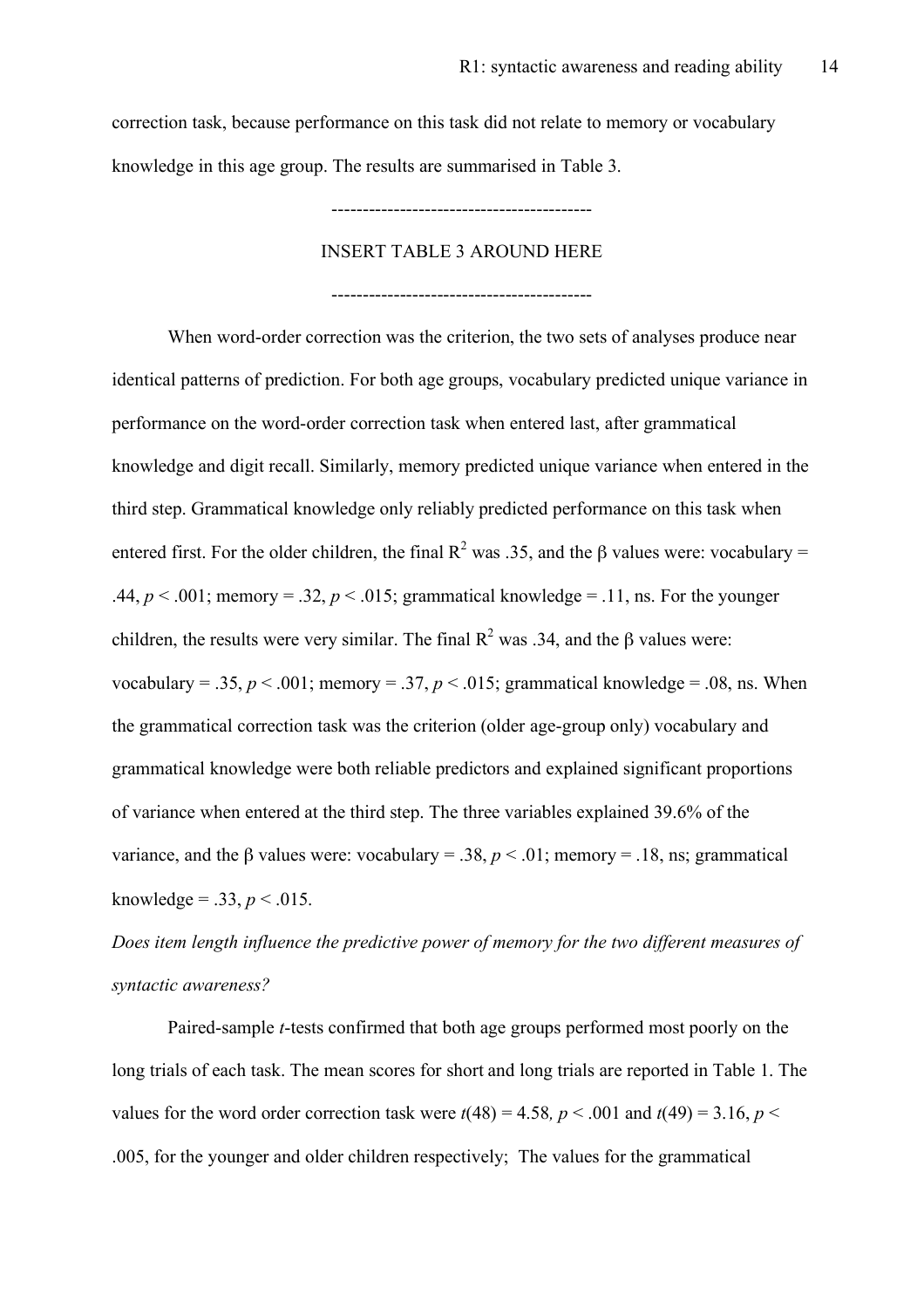correction task, because performance on this task did not relate to memory or vocabulary knowledge in this age group. The results are summarised in Table 3.

------------------------------------------

INSERT TABLE 3 AROUND HERE

------------------------------------------

When word-order correction was the criterion, the two sets of analyses produce near identical patterns of prediction. For both age groups, vocabulary predicted unique variance in performance on the word-order correction task when entered last, after grammatical knowledge and digit recall. Similarly, memory predicted unique variance when entered in the third step. Grammatical knowledge only reliably predicted performance on this task when entered first. For the older children, the final $R^2$ was .35, and the β values were: vocabulary = .44, $p < .001$; memory = .32, $p < .015$; grammatical knowledge = .11, ns. For the younger children, the results were very similar. The final $R^2$ was .34, and the β values were: vocabulary = .35, $p < .001$; memory = .37, $p < .015$; grammatical knowledge = .08, ns. When the grammatical correction task was the criterion (older age-group only) vocabulary and grammatical knowledge were both reliable predictors and explained significant proportions of variance when entered at the third step. The three variables explained 39.6% of the variance, and the β values were: vocabulary = .38, $p < .01$; memory = .18, ns; grammatical knowledge = .33, $p < .015$.

*Does item length influence the predictive power of memory for the two different measures of syntactic awareness?*

Paired-sample *t*-tests confirmed that both age groups performed most poorly on the long trials of each task. The mean scores for short and long trials are reported in Table 1. The values for the word order correction task were $t(48) = 4.58$, $p < .001$ and $t(49) = 3.16$, $p < .005$, for the younger and older children respectively; The values for the grammatical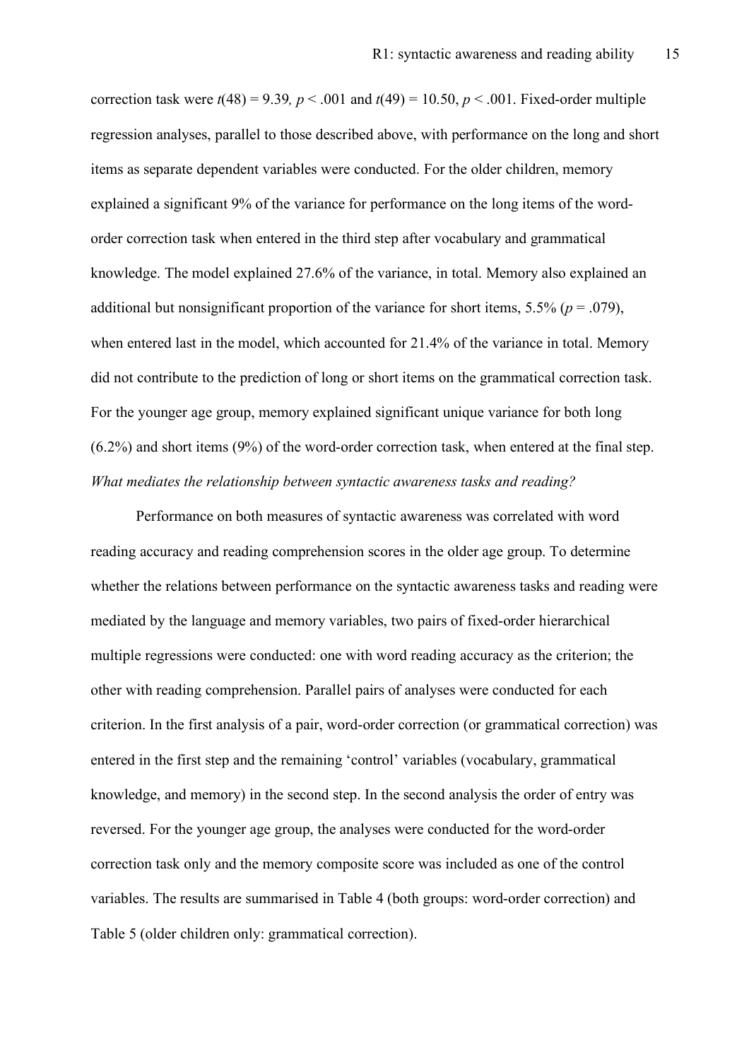correction task were $t(48) = 9.39$, $p < .001$ and $t(49) = 10.50$, $p < .001$. Fixed-order multiple regression analyses, parallel to those described above, with performance on the long and short items as separate dependent variables were conducted. For the older children, memory explained a significant 9% of the variance for performance on the long items of the word-order correction task when entered in the third step after vocabulary and grammatical knowledge. The model explained 27.6% of the variance, in total. Memory also explained an additional but nonsignificant proportion of the variance for short items, 5.5% ($p = .079$), when entered last in the model, which accounted for 21.4% of the variance in total. Memory did not contribute to the prediction of long or short items on the grammatical correction task. For the younger age group, memory explained significant unique variance for both long (6.2%) and short items (9%) of the word-order correction task, when entered at the final step.

*What mediates the relationship between syntactic awareness tasks and reading?*

Performance on both measures of syntactic awareness was correlated with word reading accuracy and reading comprehension scores in the older age group. To determine whether the relations between performance on the syntactic awareness tasks and reading were mediated by the language and memory variables, two pairs of fixed-order hierarchical multiple regressions were conducted: one with word reading accuracy as the criterion; the other with reading comprehension. Parallel pairs of analyses were conducted for each criterion. In the first analysis of a pair, word-order correction (or grammatical correction) was entered in the first step and the remaining 'control' variables (vocabulary, grammatical knowledge, and memory) in the second step. In the second analysis the order of entry was reversed. For the younger age group, the analyses were conducted for the word-order correction task only and the memory composite score was included as one of the control variables. The results are summarised in Table 4 (both groups: word-order correction) and Table 5 (older children only: grammatical correction).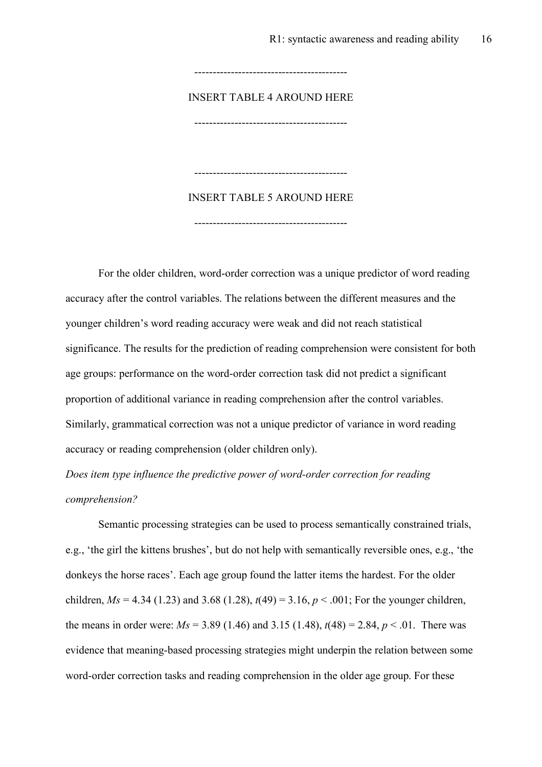------------------------------------------

INSERT TABLE 4 AROUND HERE

------------------------------------------

------------------------------------------

INSERT TABLE 5 AROUND HERE

------------------------------------------

For the older children, word-order correction was a unique predictor of word reading accuracy after the control variables. The relations between the different measures and the younger children's word reading accuracy were weak and did not reach statistical significance. The results for the prediction of reading comprehension were consistent for both age groups: performance on the word-order correction task did not predict a significant proportion of additional variance in reading comprehension after the control variables. Similarly, grammatical correction was not a unique predictor of variance in word reading accuracy or reading comprehension (older children only).

*Does item type influence the predictive power of word-order correction for reading comprehension?*

Semantic processing strategies can be used to process semantically constrained trials, e.g., 'the girl the kittens brushes', but do not help with semantically reversible ones, e.g., 'the donkeys the horse races'. Each age group found the latter items the hardest. For the older children, $Ms$ = 4.34 (1.23) and 3.68 (1.28), $t(49) = 3.16$, $p < .001$; For the younger children, the means in order were: $Ms$ = 3.89 (1.46) and 3.15 (1.48), $t(48) = 2.84$, $p < .01$. There was evidence that meaning-based processing strategies might underpin the relation between some word-order correction tasks and reading comprehension in the older age group. For these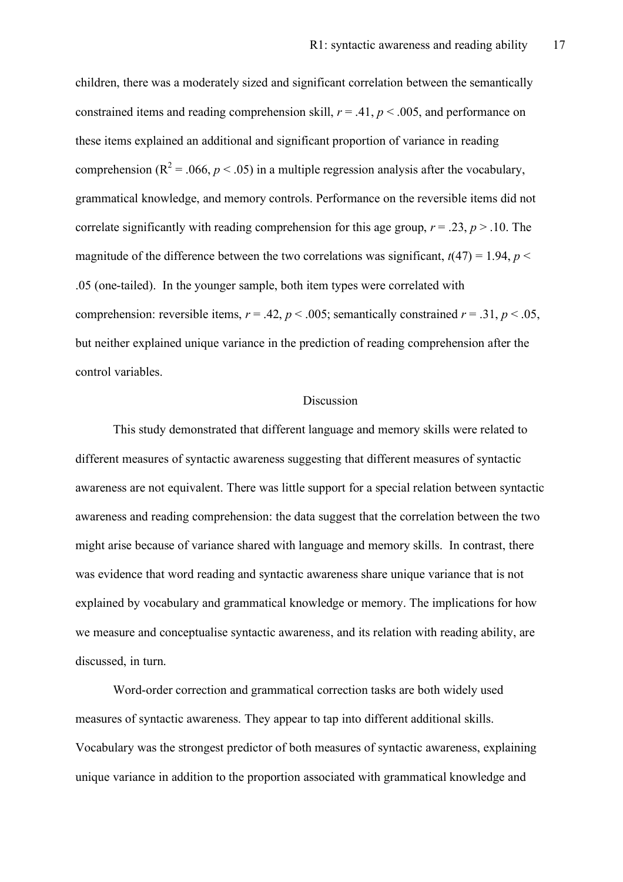children, there was a moderately sized and significant correlation between the semantically constrained items and reading comprehension skill, $r = .41$, $p < .005$, and performance on these items explained an additional and significant proportion of variance in reading comprehension ($R^2 = .066$, $p < .05$) in a multiple regression analysis after the vocabulary, grammatical knowledge, and memory controls. Performance on the reversible items did not correlate significantly with reading comprehension for this age group, $r = .23$, $p > .10$. The magnitude of the difference between the two correlations was significant, $t(47) = 1.94$, $p < .05$ (one-tailed). In the younger sample, both item types were correlated with comprehension: reversible items, $r = .42$, $p < .005$; semantically constrained $r = .31$, $p < .05$, but neither explained unique variance in the prediction of reading comprehension after the control variables.

## Discussion

This study demonstrated that different language and memory skills were related to different measures of syntactic awareness suggesting that different measures of syntactic awareness are not equivalent. There was little support for a special relation between syntactic awareness and reading comprehension: the data suggest that the correlation between the two might arise because of variance shared with language and memory skills. In contrast, there was evidence that word reading and syntactic awareness share unique variance that is not explained by vocabulary and grammatical knowledge or memory. The implications for how we measure and conceptualise syntactic awareness, and its relation with reading ability, are discussed, in turn.

Word-order correction and grammatical correction tasks are both widely used measures of syntactic awareness. They appear to tap into different additional skills. Vocabulary was the strongest predictor of both measures of syntactic awareness, explaining unique variance in addition to the proportion associated with grammatical knowledge and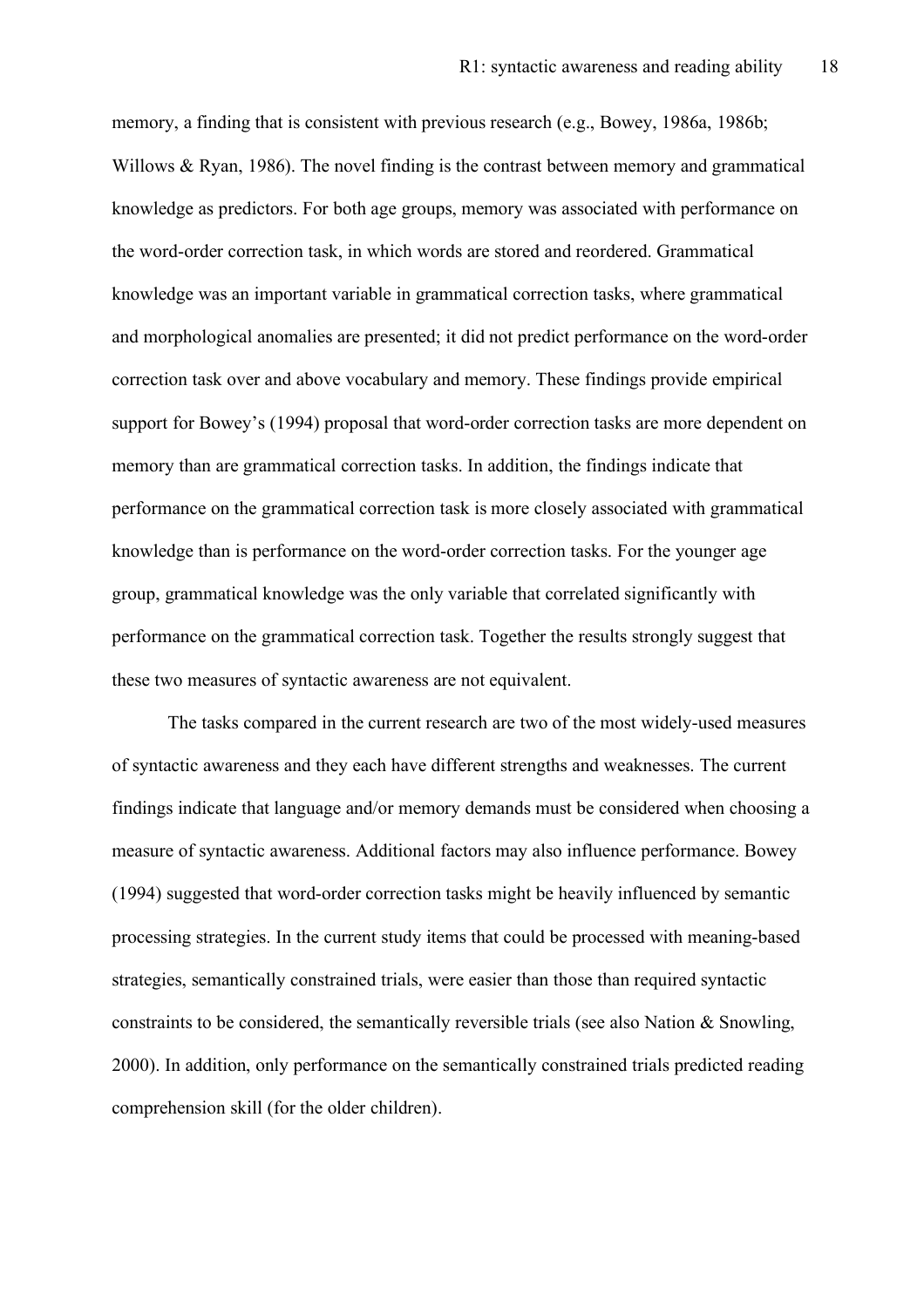memory, a finding that is consistent with previous research (e.g., Bowey, 1986a, 1986b; Willows & Ryan, 1986). The novel finding is the contrast between memory and grammatical knowledge as predictors. For both age groups, memory was associated with performance on the word-order correction task, in which words are stored and reordered. Grammatical knowledge was an important variable in grammatical correction tasks, where grammatical and morphological anomalies are presented; it did not predict performance on the word-order correction task over and above vocabulary and memory. These findings provide empirical support for Bowey's (1994) proposal that word-order correction tasks are more dependent on memory than are grammatical correction tasks. In addition, the findings indicate that performance on the grammatical correction task is more closely associated with grammatical knowledge than is performance on the word-order correction tasks. For the younger age group, grammatical knowledge was the only variable that correlated significantly with performance on the grammatical correction task. Together the results strongly suggest that these two measures of syntactic awareness are not equivalent.

The tasks compared in the current research are two of the most widely-used measures of syntactic awareness and they each have different strengths and weaknesses. The current findings indicate that language and/or memory demands must be considered when choosing a measure of syntactic awareness. Additional factors may also influence performance. Bowey (1994) suggested that word-order correction tasks might be heavily influenced by semantic processing strategies. In the current study items that could be processed with meaning-based strategies, semantically constrained trials, were easier than those than required syntactic constraints to be considered, the semantically reversible trials (see also Nation & Snowling, 2000). In addition, only performance on the semantically constrained trials predicted reading comprehension skill (for the older children).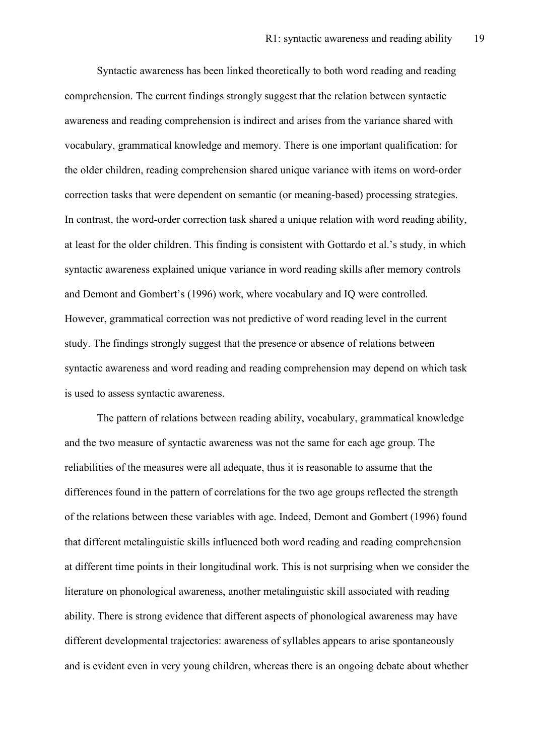Syntactic awareness has been linked theoretically to both word reading and reading comprehension. The current findings strongly suggest that the relation between syntactic awareness and reading comprehension is indirect and arises from the variance shared with vocabulary, grammatical knowledge and memory. There is one important qualification: for the older children, reading comprehension shared unique variance with items on word-order correction tasks that were dependent on semantic (or meaning-based) processing strategies. In contrast, the word-order correction task shared a unique relation with word reading ability, at least for the older children. This finding is consistent with Gottardo et al.'s study, in which syntactic awareness explained unique variance in word reading skills after memory controls and Demont and Gombert's (1996) work, where vocabulary and IQ were controlled. However, grammatical correction was not predictive of word reading level in the current study. The findings strongly suggest that the presence or absence of relations between syntactic awareness and word reading and reading comprehension may depend on which task is used to assess syntactic awareness.

The pattern of relations between reading ability, vocabulary, grammatical knowledge and the two measure of syntactic awareness was not the same for each age group. The reliabilities of the measures were all adequate, thus it is reasonable to assume that the differences found in the pattern of correlations for the two age groups reflected the strength of the relations between these variables with age. Indeed, Demont and Gombert (1996) found that different metalinguistic skills influenced both word reading and reading comprehension at different time points in their longitudinal work. This is not surprising when we consider the literature on phonological awareness, another metalinguistic skill associated with reading ability. There is strong evidence that different aspects of phonological awareness may have different developmental trajectories: awareness of syllables appears to arise spontaneously and is evident even in very young children, whereas there is an ongoing debate about whether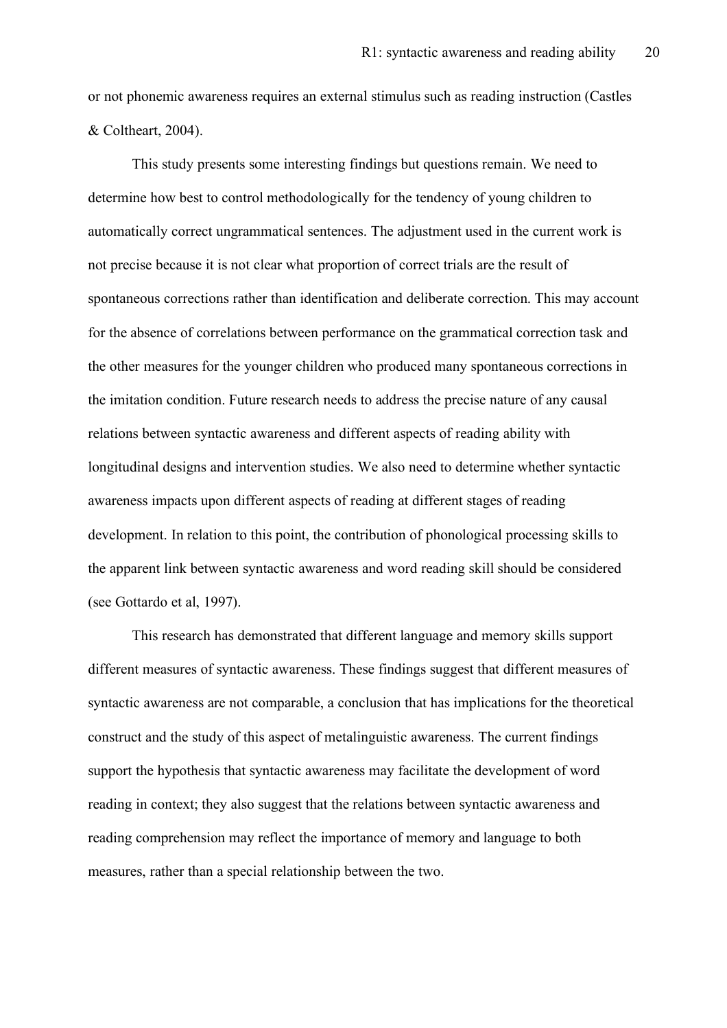or not phonemic awareness requires an external stimulus such as reading instruction (Castles & Coltheart, 2004).

This study presents some interesting findings but questions remain. We need to determine how best to control methodologically for the tendency of young children to automatically correct ungrammatical sentences. The adjustment used in the current work is not precise because it is not clear what proportion of correct trials are the result of spontaneous corrections rather than identification and deliberate correction. This may account for the absence of correlations between performance on the grammatical correction task and the other measures for the younger children who produced many spontaneous corrections in the imitation condition. Future research needs to address the precise nature of any causal relations between syntactic awareness and different aspects of reading ability with longitudinal designs and intervention studies. We also need to determine whether syntactic awareness impacts upon different aspects of reading at different stages of reading development. In relation to this point, the contribution of phonological processing skills to the apparent link between syntactic awareness and word reading skill should be considered (see Gottardo et al, 1997).

This research has demonstrated that different language and memory skills support different measures of syntactic awareness. These findings suggest that different measures of syntactic awareness are not comparable, a conclusion that has implications for the theoretical construct and the study of this aspect of metalinguistic awareness. The current findings support the hypothesis that syntactic awareness may facilitate the development of word reading in context; they also suggest that the relations between syntactic awareness and reading comprehension may reflect the importance of memory and language to both measures, rather than a special relationship between the two.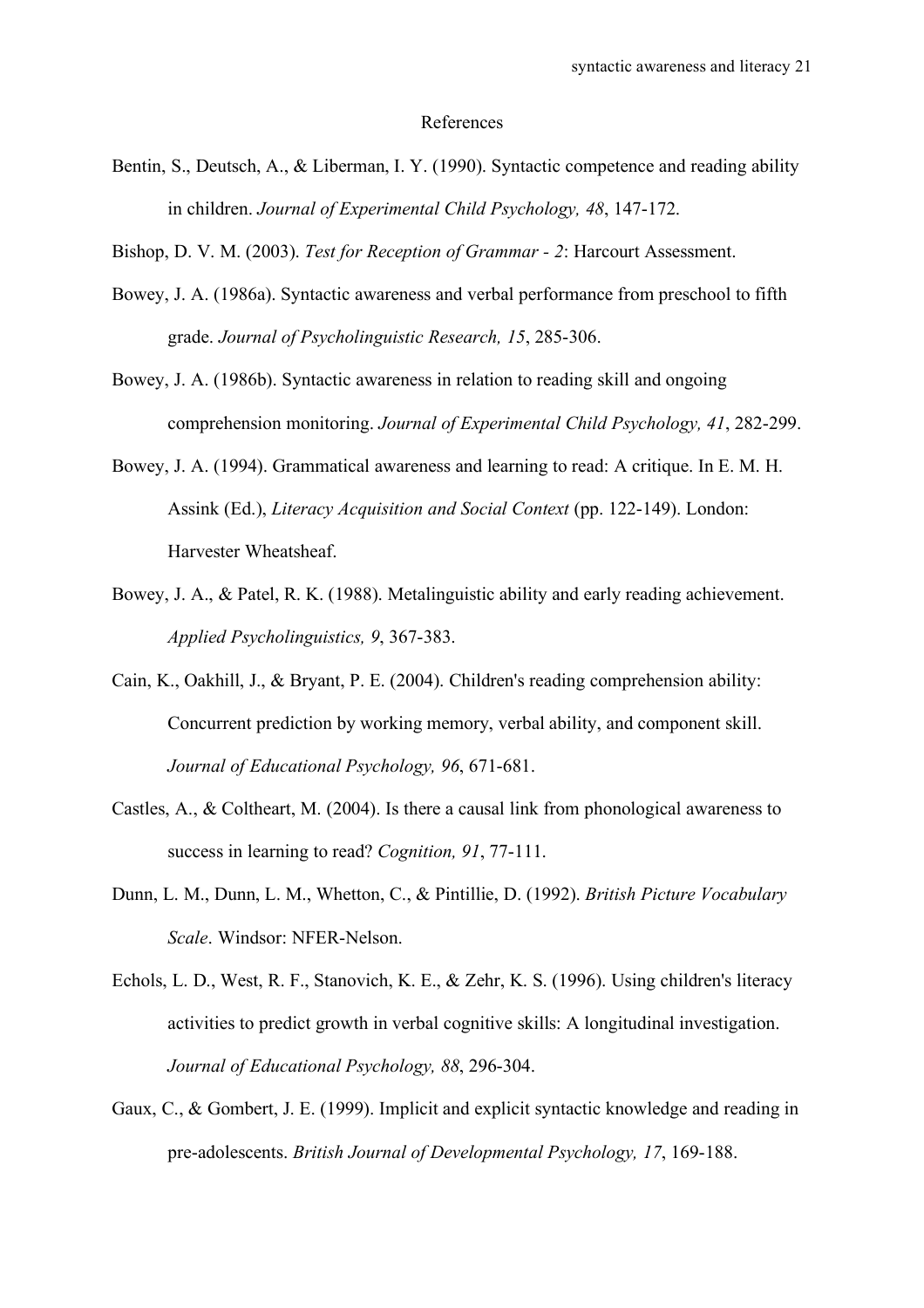## References

Bentin, S., Deutsch, A., & Liberman, I. Y. (1990). Syntactic competence and reading ability in children. *Journal of Experimental Child Psychology, 48*, 147-172.

Bishop, D. V. M. (2003). *Test for Reception of Grammar - 2*: Harcourt Assessment.

Bowey, J. A. (1986a). Syntactic awareness and verbal performance from preschool to fifth grade. *Journal of Psycholinguistic Research, 15*, 285-306.

Bowey, J. A. (1986b). Syntactic awareness in relation to reading skill and ongoing comprehension monitoring. *Journal of Experimental Child Psychology, 41*, 282-299.

Bowey, J. A. (1994). Grammatical awareness and learning to read: A critique. In E. M. H. Assink (Ed.), *Literacy Acquisition and Social Context* (pp. 122-149). London: Harvester Wheatsheaf.

Bowey, J. A., & Patel, R. K. (1988). Metalinguistic ability and early reading achievement. *Applied Psycholinguistics, 9*, 367-383.

Cain, K., Oakhill, J., & Bryant, P. E. (2004). Children's reading comprehension ability: Concurrent prediction by working memory, verbal ability, and component skill. *Journal of Educational Psychology, 96*, 671-681.

Castles, A., & Coltheart, M. (2004). Is there a causal link from phonological awareness to success in learning to read? *Cognition, 91*, 77-111.

Dunn, L. M., Dunn, L. M., Whetton, C., & Pintillie, D. (1992). *British Picture Vocabulary Scale*. Windsor: NFER-Nelson.

Echols, L. D., West, R. F., Stanovich, K. E., & Zehr, K. S. (1996). Using children's literacy activities to predict growth in verbal cognitive skills: A longitudinal investigation. *Journal of Educational Psychology, 88*, 296-304.

Gaux, C., & Gombert, J. E. (1999). Implicit and explicit syntactic knowledge and reading in pre-adolescents. *British Journal of Developmental Psychology, 17*, 169-188.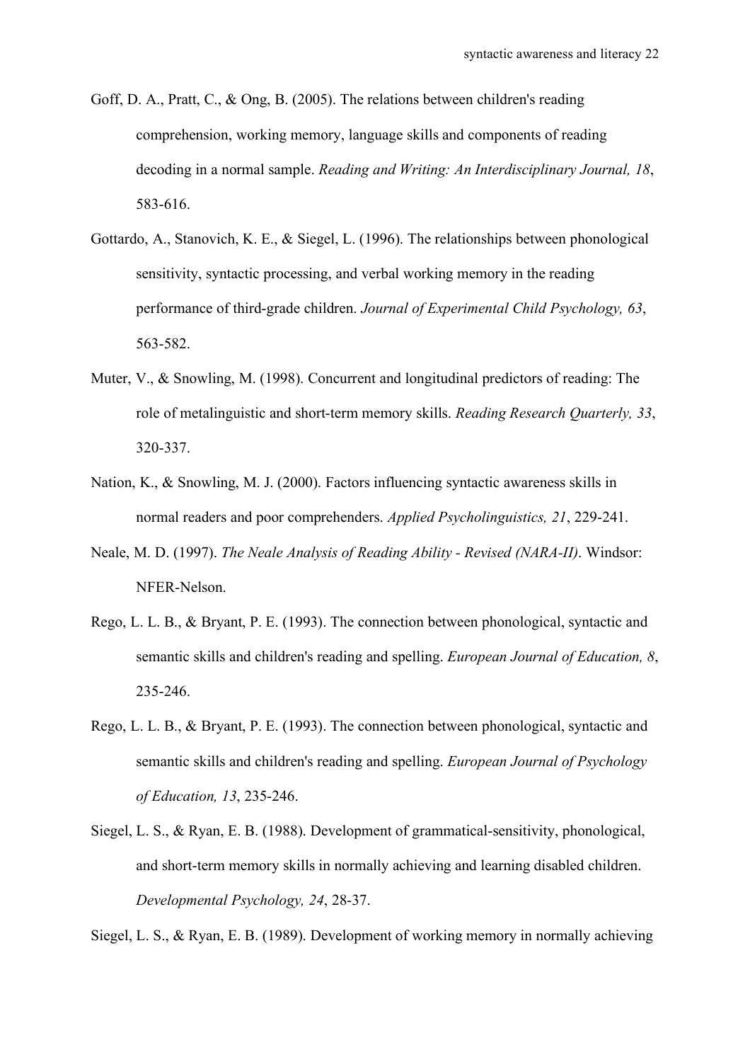Goff, D. A., Pratt, C., & Ong, B. (2005). The relations between children's reading comprehension, working memory, language skills and components of reading decoding in a normal sample. *Reading and Writing: An Interdisciplinary Journal, 18*, 583-616.

Gottardo, A., Stanovich, K. E., & Siegel, L. (1996). The relationships between phonological sensitivity, syntactic processing, and verbal working memory in the reading performance of third-grade children. *Journal of Experimental Child Psychology, 63*, 563-582.

Muter, V., & Snowling, M. (1998). Concurrent and longitudinal predictors of reading: The role of metalinguistic and short-term memory skills. *Reading Research Quarterly, 33*, 320-337.

Nation, K., & Snowling, M. J. (2000). Factors influencing syntactic awareness skills in normal readers and poor comprehenders. *Applied Psycholinguistics, 21*, 229-241.

Neale, M. D. (1997). *The Neale Analysis of Reading Ability - Revised (NARA-II)*. Windsor: NFER-Nelson.

Rego, L. L. B., & Bryant, P. E. (1993). The connection between phonological, syntactic and semantic skills and children's reading and spelling. *European Journal of Education, 8*, 235-246.

Rego, L. L. B., & Bryant, P. E. (1993). The connection between phonological, syntactic and semantic skills and children's reading and spelling. *European Journal of Psychology of Education, 13*, 235-246.

Siegel, L. S., & Ryan, E. B. (1988). Development of grammatical-sensitivity, phonological, and short-term memory skills in normally achieving and learning disabled children. *Developmental Psychology, 24*, 28-37.

Siegel, L. S., & Ryan, E. B. (1989). Development of working memory in normally achieving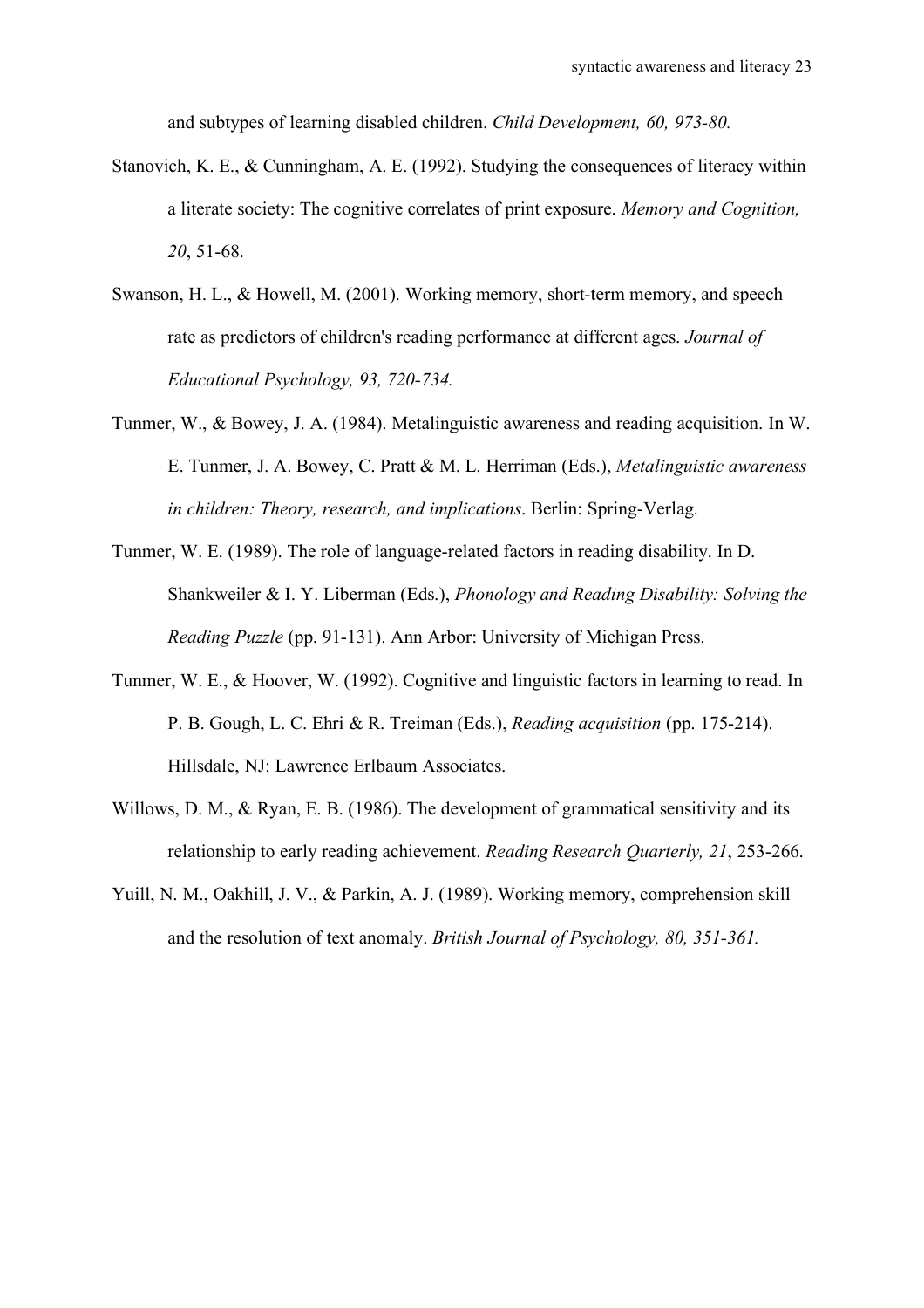and subtypes of learning disabled children. *Child Development, 60, 973-80.*

Stanovich, K. E., & Cunningham, A. E. (1992). Studying the consequences of literacy within a literate society: The cognitive correlates of print exposure. *Memory and Cognition, 20*, 51-68.

Swanson, H. L., & Howell, M. (2001). Working memory, short-term memory, and speech rate as predictors of children's reading performance at different ages. *Journal of Educational Psychology, 93, 720-734.*

Tunmer, W., & Bowey, J. A. (1984). Metalinguistic awareness and reading acquisition. In W. E. Tunmer, J. A. Bowey, C. Pratt & M. L. Herriman (Eds.), *Metalinguistic awareness in children: Theory, research, and implications*. Berlin: Spring-Verlag.

Tunmer, W. E. (1989). The role of language-related factors in reading disability. In D. Shankweiler & I. Y. Liberman (Eds.), *Phonology and Reading Disability: Solving the Reading Puzzle* (pp. 91-131). Ann Arbor: University of Michigan Press.

Tunmer, W. E., & Hoover, W. (1992). Cognitive and linguistic factors in learning to read. In P. B. Gough, L. C. Ehri & R. Treiman (Eds.), *Reading acquisition* (pp. 175-214). Hillsdale, NJ: Lawrence Erlbaum Associates.

Willows, D. M., & Ryan, E. B. (1986). The development of grammatical sensitivity and its relationship to early reading achievement. *Reading Research Quarterly, 21*, 253-266.

Yuill, N. M., Oakhill, J. V., & Parkin, A. J. (1989). Working memory, comprehension skill and the resolution of text anomaly. *British Journal of Psychology, 80, 351-361.*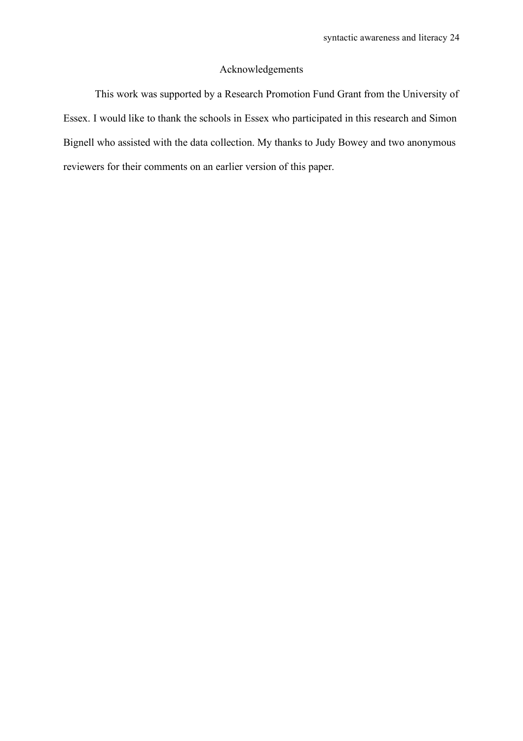## Acknowledgements

This work was supported by a Research Promotion Fund Grant from the University of Essex. I would like to thank the schools in Essex who participated in this research and Simon Bignell who assisted with the data collection. My thanks to Judy Bowey and two anonymous reviewers for their comments on an earlier version of this paper.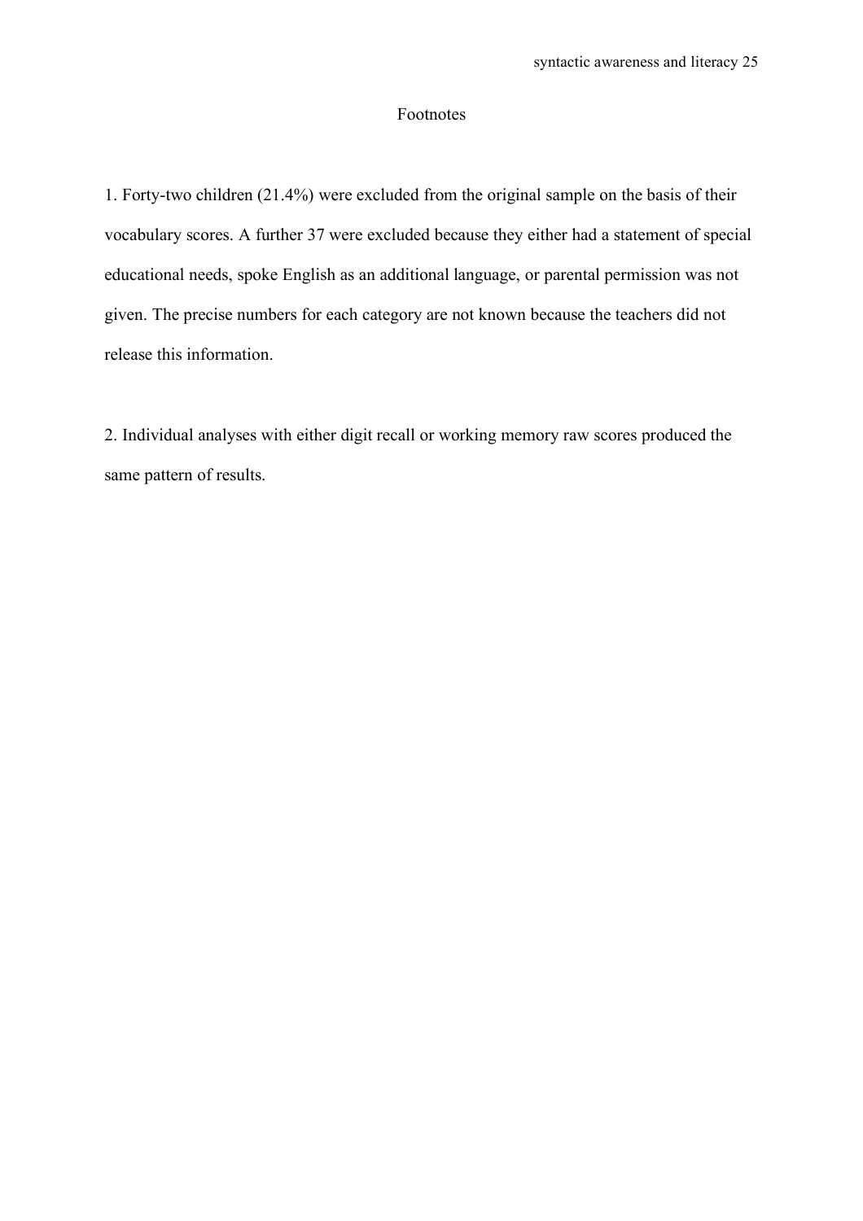# Footnotes

1. Forty-two children (21.4%) were excluded from the original sample on the basis of their vocabulary scores. A further 37 were excluded because they either had a statement of special educational needs, spoke English as an additional language, or parental permission was not given. The precise numbers for each category are not known because the teachers did not release this information.

2. Individual analyses with either digit recall or working memory raw scores produced the same pattern of results.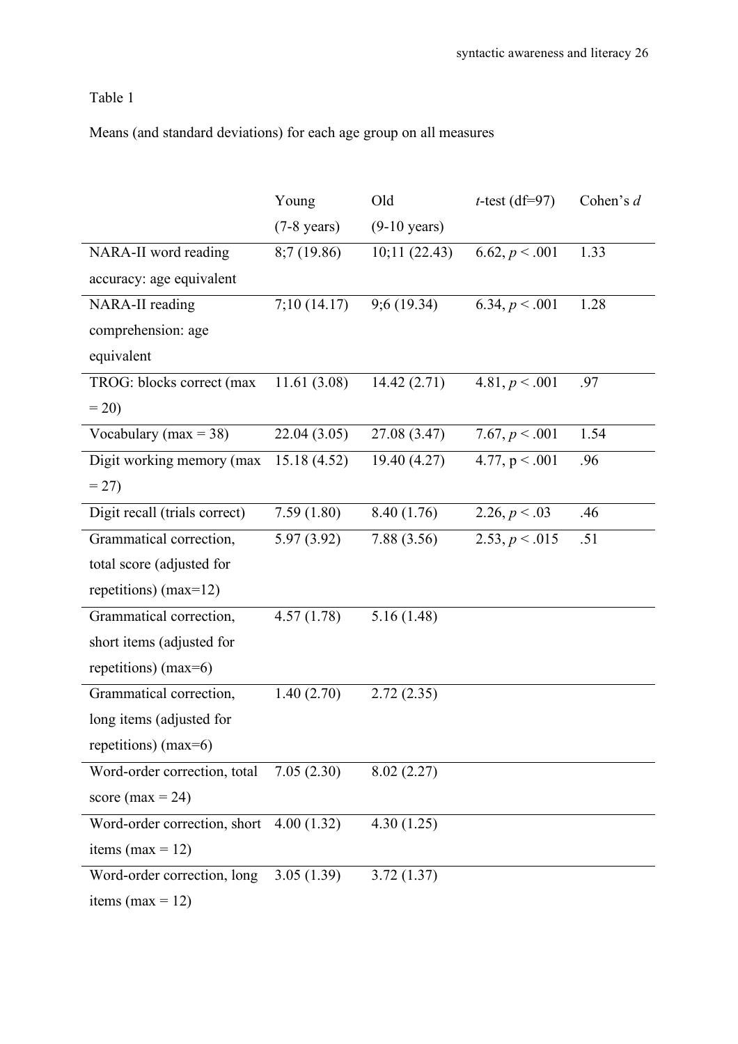Table 1

Means (and standard deviations) for each age group on all measures

| | Young (7-8 years) | Old (9-10 years) | *t*-test (df=97) | Cohen's *d* |
|---|---|---|---|---|
| NARA-II word reading accuracy: age equivalent | 8;7 (19.86) | 10;11 (22.43) | 6.62, $p < .001$ | 1.33 |
| NARA-II reading comprehension: age equivalent | 7;10 (14.17) | 9;6 (19.34) | 6.34, $p < .001$ | 1.28 |
| TROG: blocks correct (max = 20) | 11.61 (3.08) | 14.42 (2.71) | 4.81, $p < .001$ | .97 |
| Vocabulary (max = 38) | 22.04 (3.05) | 27.08 (3.47) | 7.67, $p < .001$ | 1.54 |
| Digit working memory (max = 27) | 15.18 (4.52) | 19.40 (4.27) | 4.77, $p < .001$ | .96 |
| Digit recall (trials correct) | 7.59 (1.80) | 8.40 (1.76) | 2.26, $p < .03$ | .46 |
| Grammatical correction, total score (adjusted for repetitions) (max=12) | 5.97 (3.92) | 7.88 (3.56) | 2.53, $p < .015$ | .51 |
| Grammatical correction, short items (adjusted for repetitions) (max=6) | 4.57 (1.78) | 5.16 (1.48) | | |
| Grammatical correction, long items (adjusted for repetitions) (max=6) | 1.40 (2.70) | 2.72 (2.35) | | |
| Word-order correction, total score (max = 24) | 7.05 (2.30) | 8.02 (2.27) | | |
| Word-order correction, short items (max = 12) | 4.00 (1.32) | 4.30 (1.25) | | |
| Word-order correction, long items (max = 12) | 3.05 (1.39) | 3.72 (1.37) | | |